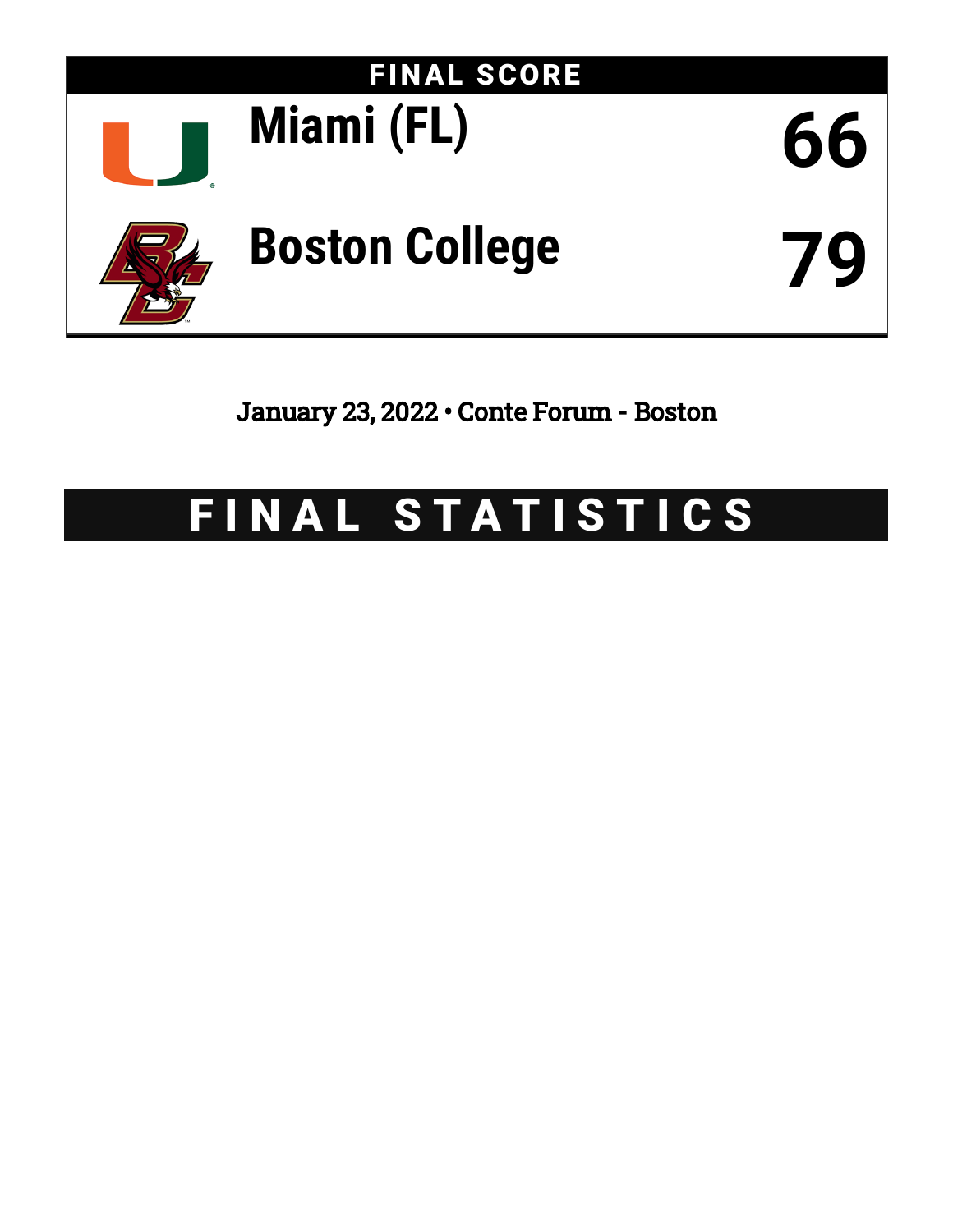## FINAL SCORE

| Team | Score |
|---|---|
| Miami (FL) | 66 |
| Boston College | 79 |

January 23, 2022 • Conte Forum - Boston

# FINAL STATISTICS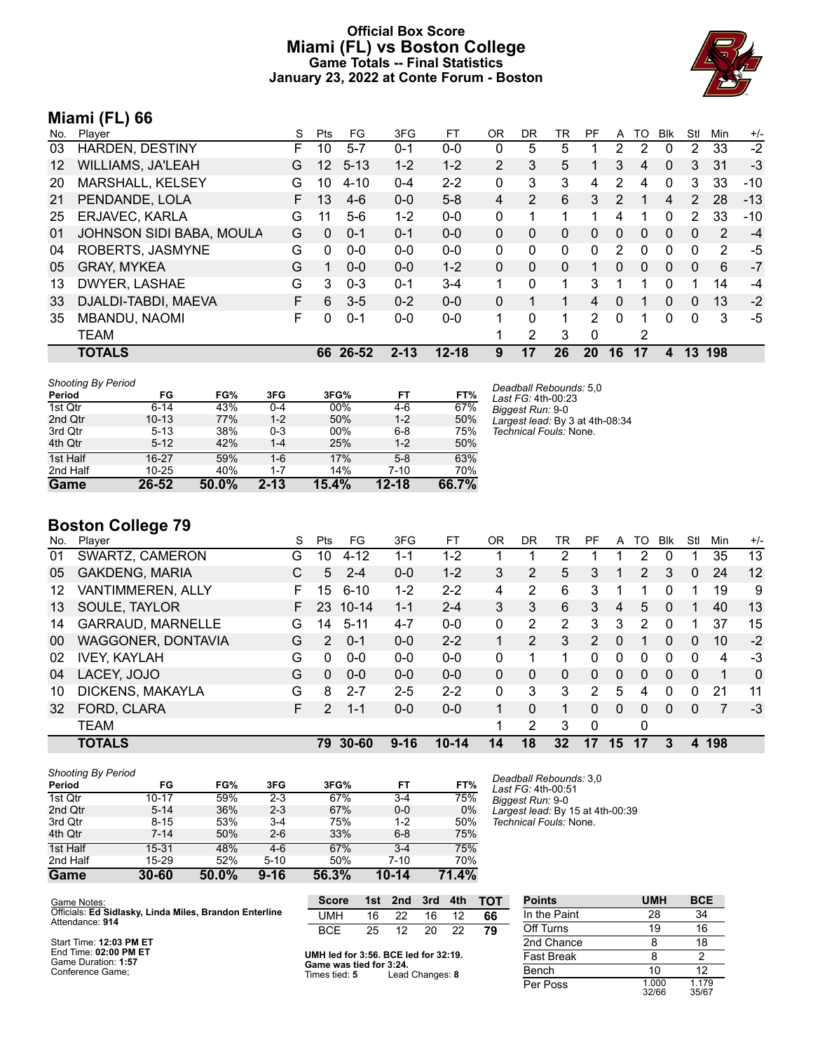# Official Box Score
## Miami (FL) vs Boston College
### Game Totals -- Final Statistics
### January 23, 2022 at Conte Forum - Boston

## Miami (FL) 66

| No. | Player | S | Pts | FG | 3FG | FT | OR | DR | TR | PF | A | TO | Blk | Stl | Min | +/- |
|---|---|---|---|---|---|---|---|---|---|---|---|---|---|---|---|---|
| 03 | HARDEN, DESTINY | F | 10 | 5-7 | 0-1 | 0-0 | 0 | 5 | 5 | 1 | 2 | 2 | 0 | 2 | 33 | -2 |
| 12 | WILLIAMS, JA'LEAH | G | 12 | 5-13 | 1-2 | 1-2 | 2 | 3 | 5 | 1 | 3 | 4 | 0 | 3 | 31 | -3 |
| 20 | MARSHALL, KELSEY | G | 10 | 4-10 | 0-4 | 2-2 | 0 | 3 | 3 | 4 | 2 | 4 | 0 | 3 | 33 | -10 |
| 21 | PENDANDE, LOLA | F | 13 | 4-6 | 0-0 | 5-8 | 4 | 2 | 6 | 3 | 2 | 1 | 4 | 2 | 28 | -13 |
| 25 | ERJAVEC, KARLA | G | 11 | 5-6 | 1-2 | 0-0 | 0 | 1 | 1 | 1 | 4 | 1 | 0 | 2 | 33 | -10 |
| 01 | JOHNSON SIDI BABA, MOULA | G | 0 | 0-1 | 0-1 | 0-0 | 0 | 0 | 0 | 0 | 0 | 0 | 0 | 0 | 2 | -4 |
| 04 | ROBERTS, JASMYNE | G | 0 | 0-0 | 0-0 | 0-0 | 0 | 0 | 0 | 0 | 2 | 0 | 0 | 0 | 2 | -5 |
| 05 | GRAY, MYKEA | G | 1 | 0-0 | 0-0 | 1-2 | 0 | 0 | 0 | 1 | 0 | 0 | 0 | 0 | 6 | -7 |
| 13 | DWYER, LASHAE | G | 3 | 0-3 | 0-1 | 3-4 | 1 | 0 | 1 | 3 | 1 | 1 | 0 | 1 | 14 | -4 |
| 33 | DJALDI-TABDI, MAEVA | F | 6 | 3-5 | 0-2 | 0-0 | 0 | 1 | 1 | 4 | 0 | 1 | 0 | 0 | 13 | -2 |
| 35 | MBANDU, NAOMI | F | 0 | 0-1 | 0-0 | 0-0 | 1 | 0 | 1 | 2 | 0 | 1 | 0 | 0 | 3 | -5 |
| | TEAM | | | | | | 1 | 2 | 3 | 0 | | 2 | | | | |
| | **TOTALS** | | **66** | **26-52** | **2-13** | **12-18** | **9** | **17** | **26** | **20** | **16** | **17** | **4** | **13** | **198** | |

*Shooting By Period*

| Period | FG | FG% | 3FG | 3FG% | FT | FT% |
|---|---|---|---|---|---|---|
| 1st Qtr | 6-14 | 43% | 0-4 | 00% | 4-6 | 67% |
| 2nd Qtr | 10-13 | 77% | 1-2 | 50% | 1-2 | 50% |
| 3rd Qtr | 5-13 | 38% | 0-3 | 00% | 6-8 | 75% |
| 4th Qtr | 5-12 | 42% | 1-4 | 25% | 1-2 | 50% |
| 1st Half | 16-27 | 59% | 1-6 | 17% | 5-8 | 63% |
| 2nd Half | 10-25 | 40% | 1-7 | 14% | 7-10 | 70% |
| **Game** | **26-52** | **50.0%** | **2-13** | **15.4%** | **12-18** | **66.7%** |

*Deadball Rebounds:* 5,0
*Last FG:* 4th-00:23
*Biggest Run:* 9-0
*Largest lead:* By 3 at 4th-08:34
*Technical Fouls:* None.

## Boston College 79

| No. | Player | S | Pts | FG | 3FG | FT | OR | DR | TR | PF | A | TO | Blk | Stl | Min | +/- |
|---|---|---|---|---|---|---|---|---|---|---|---|---|---|---|---|---|
| 01 | SWARTZ, CAMERON | G | 10 | 4-12 | 1-1 | 1-2 | 1 | 1 | 2 | 1 | 1 | 2 | 0 | 1 | 35 | 13 |
| 05 | GAKDENG, MARIA | C | 5 | 2-4 | 0-0 | 1-2 | 3 | 2 | 5 | 3 | 1 | 2 | 3 | 0 | 24 | 12 |
| 12 | VANTIMMEREN, ALLY | F | 15 | 6-10 | 1-2 | 2-2 | 4 | 2 | 6 | 3 | 1 | 1 | 0 | 1 | 19 | 9 |
| 13 | SOULE, TAYLOR | F | 23 | 10-14 | 1-1 | 2-4 | 3 | 3 | 6 | 3 | 4 | 5 | 0 | 1 | 40 | 13 |
| 14 | GARRAUD, MARNELLE | G | 14 | 5-11 | 4-7 | 0-0 | 0 | 2 | 2 | 3 | 3 | 2 | 0 | 1 | 37 | 15 |
| 00 | WAGGONER, DONTAVIA | G | 2 | 0-1 | 0-0 | 2-2 | 1 | 2 | 3 | 2 | 0 | 1 | 0 | 0 | 10 | -2 |
| 02 | IVEY, KAYLAH | G | 0 | 0-0 | 0-0 | 0-0 | 0 | 1 | 1 | 0 | 0 | 0 | 0 | 0 | 4 | -3 |
| 04 | LACEY, JOJO | G | 0 | 0-0 | 0-0 | 0-0 | 0 | 0 | 0 | 0 | 0 | 0 | 0 | 0 | 1 | 0 |
| 10 | DICKENS, MAKAYLA | G | 8 | 2-7 | 2-5 | 2-2 | 0 | 3 | 3 | 2 | 5 | 4 | 0 | 0 | 21 | 11 |
| 32 | FORD, CLARA | F | 2 | 1-1 | 0-0 | 0-0 | 1 | 0 | 1 | 0 | 0 | 0 | 0 | 0 | 7 | -3 |
| | TEAM | | | | | | 1 | 2 | 3 | 0 | | 0 | | | | |
| | **TOTALS** | | **79** | **30-60** | **9-16** | **10-14** | **14** | **18** | **32** | **17** | **15** | **17** | **3** | **4** | **198** | |

*Shooting By Period*

| Period | FG | FG% | 3FG | 3FG% | FT | FT% |
|---|---|---|---|---|---|---|
| 1st Qtr | 10-17 | 59% | 2-3 | 67% | 3-4 | 75% |
| 2nd Qtr | 5-14 | 36% | 2-3 | 67% | 0-0 | 0% |
| 3rd Qtr | 8-15 | 53% | 3-4 | 75% | 1-2 | 50% |
| 4th Qtr | 7-14 | 50% | 2-6 | 33% | 6-8 | 75% |
| 1st Half | 15-31 | 48% | 4-6 | 67% | 3-4 | 75% |
| 2nd Half | 15-29 | 52% | 5-10 | 50% | 7-10 | 70% |
| **Game** | **30-60** | **50.0%** | **9-16** | **56.3%** | **10-14** | **71.4%** |

*Deadball Rebounds:* 3,0
*Last FG:* 4th-00:51
*Biggest Run:* 9-0
*Largest lead:* By 15 at 4th-00:39
*Technical Fouls:* None.

Game Notes:
Officials: **Ed Sidlasky, Linda Miles, Brandon Enterline**
Attendance: **914**

Start Time: **12:03 PM ET**
End Time: **02:00 PM ET**
Game Duration: **1:57**
Conference Game;

| Score | 1st | 2nd | 3rd | 4th | TOT |
|---|---|---|---|---|---|
| UMH | 16 | 22 | 16 | 12 | **66** |
| BCE | 25 | 12 | 20 | 22 | **79** |

**UMH led for 3:56. BCE led for 32:19.**
**Game was tied for 3:24.**
Times tied: **5** Lead Changes: **8**

| Points | UMH | BCE |
|---|---|---|
| In the Paint | 28 | 34 |
| Off Turns | 19 | 16 |
| 2nd Chance | 8 | 18 |
| Fast Break | 8 | 2 |
| Bench | 10 | 12 |
| Per Poss | 1.000 32/66 | 1.179 35/67 |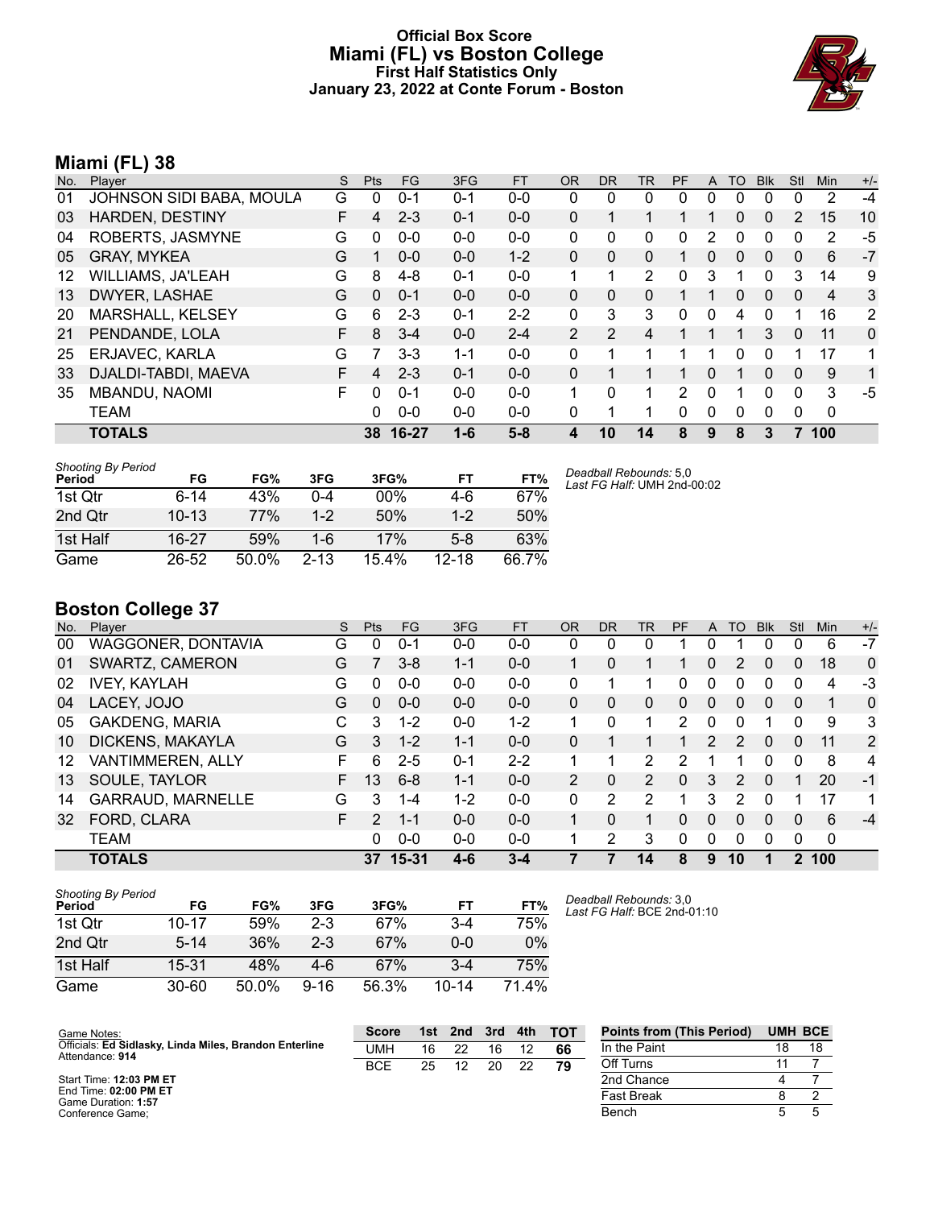# Official Box Score
## Miami (FL) vs Boston College
### First Half Statistics Only
### January 23, 2022 at Conte Forum - Boston

## Miami (FL) 38

| No. | Player | S | Pts | FG | 3FG | FT | OR | DR | TR | PF | A | TO | Blk | Stl | Min | +/- |
|---|---|---|---|---|---|---|---|---|---|---|---|---|---|---|---|---|
| 01 | JOHNSON SIDI BABA, MOULA | G | 0 | 0-1 | 0-1 | 0-0 | 0 | 0 | 0 | 0 | 0 | 0 | 0 | 0 | 2 | -4 |
| 03 | HARDEN, DESTINY | F | 4 | 2-3 | 0-1 | 0-0 | 0 | 1 | 1 | 1 | 1 | 0 | 0 | 2 | 15 | 10 |
| 04 | ROBERTS, JASMYNE | G | 0 | 0-0 | 0-0 | 0-0 | 0 | 0 | 0 | 0 | 2 | 0 | 0 | 0 | 2 | -5 |
| 05 | GRAY, MYKEA | G | 1 | 0-0 | 0-0 | 1-2 | 0 | 0 | 0 | 1 | 0 | 0 | 0 | 0 | 6 | -7 |
| 12 | WILLIAMS, JA'LEAH | G | 8 | 4-8 | 0-1 | 0-0 | 1 | 1 | 2 | 0 | 3 | 1 | 0 | 3 | 14 | 9 |
| 13 | DWYER, LASHAE | G | 0 | 0-1 | 0-0 | 0-0 | 0 | 0 | 0 | 1 | 1 | 0 | 0 | 0 | 4 | 3 |
| 20 | MARSHALL, KELSEY | G | 6 | 2-3 | 0-1 | 2-2 | 0 | 3 | 3 | 0 | 0 | 4 | 0 | 1 | 16 | 2 |
| 21 | PENDANDE, LOLA | F | 8 | 3-4 | 0-0 | 2-4 | 2 | 2 | 4 | 1 | 1 | 1 | 3 | 0 | 11 | 0 |
| 25 | ERJAVEC, KARLA | G | 7 | 3-3 | 1-1 | 0-0 | 0 | 1 | 1 | 1 | 1 | 0 | 0 | 1 | 17 | 1 |
| 33 | DJALDI-TABDI, MAEVA | F | 4 | 2-3 | 0-1 | 0-0 | 0 | 1 | 1 | 1 | 0 | 1 | 0 | 0 | 9 | 1 |
| 35 | MBANDU, NAOMI | F | 0 | 0-1 | 0-0 | 0-0 | 1 | 0 | 1 | 2 | 0 | 1 | 0 | 0 | 3 | -5 |
| | TEAM | | 0 | 0-0 | 0-0 | 0-0 | 0 | 1 | 1 | 0 | 0 | 0 | 0 | 0 | 0 | |
| | **TOTALS** | | **38** | **16-27** | **1-6** | **5-8** | **4** | **10** | **14** | **8** | **9** | **8** | **3** | **7** | **100** | |

| Shooting By Period Period | FG | FG% | 3FG | 3FG% | FT | FT% |
|---|---|---|---|---|---|---|
| 1st Qtr | 6-14 | 43% | 0-4 | 00% | 4-6 | 67% |
| 2nd Qtr | 10-13 | 77% | 1-2 | 50% | 1-2 | 50% |
| 1st Half | 16-27 | 59% | 1-6 | 17% | 5-8 | 63% |
| Game | 26-52 | 50.0% | 2-13 | 15.4% | 12-18 | 66.7% |

*Deadball Rebounds:* 5,0
*Last FG Half:* UMH 2nd-00:02

## Boston College 37

| No. | Player | S | Pts | FG | 3FG | FT | OR | DR | TR | PF | A | TO | Blk | Stl | Min | +/- |
|---|---|---|---|---|---|---|---|---|---|---|---|---|---|---|---|---|
| 00 | WAGGONER, DONTAVIA | G | 0 | 0-1 | 0-0 | 0-0 | 0 | 0 | 0 | 1 | 0 | 1 | 0 | 0 | 6 | -7 |
| 01 | SWARTZ, CAMERON | G | 7 | 3-8 | 1-1 | 0-0 | 1 | 0 | 1 | 1 | 0 | 2 | 0 | 0 | 18 | 0 |
| 02 | IVEY, KAYLAH | G | 0 | 0-0 | 0-0 | 0-0 | 0 | 1 | 1 | 0 | 0 | 0 | 0 | 0 | 4 | -3 |
| 04 | LACEY, JOJO | G | 0 | 0-0 | 0-0 | 0-0 | 0 | 0 | 0 | 0 | 0 | 0 | 0 | 0 | 1 | 0 |
| 05 | GAKDENG, MARIA | C | 3 | 1-2 | 0-0 | 1-2 | 1 | 0 | 1 | 2 | 0 | 0 | 1 | 0 | 9 | 3 |
| 10 | DICKENS, MAKAYLA | G | 3 | 1-2 | 1-1 | 0-0 | 0 | 1 | 1 | 1 | 2 | 2 | 0 | 0 | 11 | 2 |
| 12 | VANTIMMEREN, ALLY | F | 6 | 2-5 | 0-1 | 2-2 | 1 | 1 | 2 | 2 | 1 | 1 | 0 | 0 | 8 | 4 |
| 13 | SOULE, TAYLOR | F | 13 | 6-8 | 1-1 | 0-0 | 2 | 0 | 2 | 0 | 3 | 2 | 0 | 1 | 20 | -1 |
| 14 | GARRAUD, MARNELLE | G | 3 | 1-4 | 1-2 | 0-0 | 0 | 2 | 2 | 1 | 3 | 2 | 0 | 1 | 17 | 1 |
| 32 | FORD, CLARA | F | 2 | 1-1 | 0-0 | 0-0 | 1 | 0 | 1 | 0 | 0 | 0 | 0 | 0 | 6 | -4 |
| | TEAM | | 0 | 0-0 | 0-0 | 0-0 | 1 | 2 | 3 | 0 | 0 | 0 | 0 | 0 | 0 | |
| | **TOTALS** | | **37** | **15-31** | **4-6** | **3-4** | **7** | **7** | **14** | **8** | **9** | **10** | **1** | **2** | **100** | |

| Shooting By Period Period | FG | FG% | 3FG | 3FG% | FT | FT% |
|---|---|---|---|---|---|---|
| 1st Qtr | 10-17 | 59% | 2-3 | 67% | 3-4 | 75% |
| 2nd Qtr | 5-14 | 36% | 2-3 | 67% | 0-0 | 0% |
| 1st Half | 15-31 | 48% | 4-6 | 67% | 3-4 | 75% |
| Game | 30-60 | 50.0% | 9-16 | 56.3% | 10-14 | 71.4% |

*Deadball Rebounds:* 3,0
*Last FG Half:* BCE 2nd-01:10

Game Notes:
Officials: **Ed Sidlasky, Linda Miles, Brandon Enterline**
Attendance: **914**

Start Time: **12:03 PM ET**
End Time: **02:00 PM ET**
Game Duration: **1:57**
Conference Game;

| Score | 1st | 2nd | 3rd | 4th | TOT |
|---|---|---|---|---|---|
| UMH | 16 | 22 | 16 | 12 | **66** |
| BCE | 25 | 12 | 20 | 22 | **79** |

| Points from (This Period) | UMH | BCE |
|---|---|---|
| In the Paint | 18 | 18 |
| Off Turns | 11 | 7 |
| 2nd Chance | 4 | 7 |
| Fast Break | 8 | 2 |
| Bench | 5 | 5 |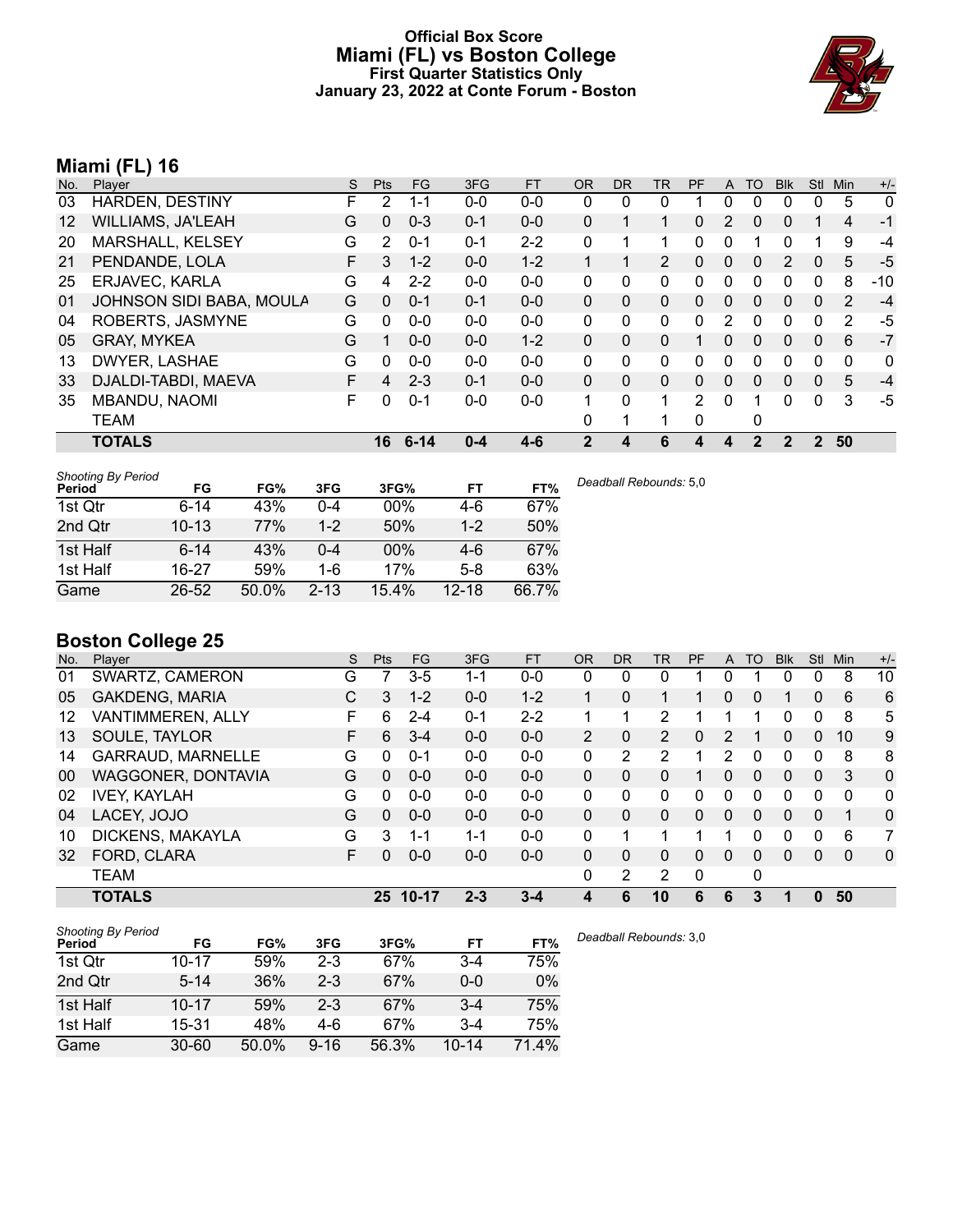# Official Box Score
## Miami (FL) vs Boston College
### First Quarter Statistics Only
### January 23, 2022 at Conte Forum - Boston

## Miami (FL) 16

| No. | Player | S | Pts | FG | 3FG | FT | OR | DR | TR | PF | A | TO | Blk | Stl | Min | +/- |
|---|---|---|---|---|---|---|---|---|---|---|---|---|---|---|---|---|
| 03 | HARDEN, DESTINY | F | 2 | 1-1 | 0-0 | 0-0 | 0 | 0 | 0 | 1 | 0 | 0 | 0 | 0 | 5 | 0 |
| 12 | WILLIAMS, JA'LEAH | G | 0 | 0-3 | 0-1 | 0-0 | 0 | 1 | 1 | 0 | 2 | 0 | 0 | 1 | 4 | -1 |
| 20 | MARSHALL, KELSEY | G | 2 | 0-1 | 0-1 | 2-2 | 0 | 1 | 1 | 0 | 0 | 1 | 0 | 1 | 9 | -4 |
| 21 | PENDANDE, LOLA | F | 3 | 1-2 | 0-0 | 1-2 | 1 | 1 | 2 | 0 | 0 | 0 | 2 | 0 | 5 | -5 |
| 25 | ERJAVEC, KARLA | G | 4 | 2-2 | 0-0 | 0-0 | 0 | 0 | 0 | 0 | 0 | 0 | 0 | 0 | 8 | -10 |
| 01 | JOHNSON SIDI BABA, MOULA | G | 0 | 0-1 | 0-1 | 0-0 | 0 | 0 | 0 | 0 | 0 | 0 | 0 | 0 | 2 | -4 |
| 04 | ROBERTS, JASMYNE | G | 0 | 0-0 | 0-0 | 0-0 | 0 | 0 | 0 | 0 | 2 | 0 | 0 | 0 | 2 | -5 |
| 05 | GRAY, MYKEA | G | 1 | 0-0 | 0-0 | 1-2 | 0 | 0 | 0 | 1 | 0 | 0 | 0 | 0 | 6 | -7 |
| 13 | DWYER, LASHAE | G | 0 | 0-0 | 0-0 | 0-0 | 0 | 0 | 0 | 0 | 0 | 0 | 0 | 0 | 0 | 0 |
| 33 | DJALDI-TABDI, MAEVA | F | 4 | 2-3 | 0-1 | 0-0 | 0 | 0 | 0 | 0 | 0 | 0 | 0 | 0 | 5 | -4 |
| 35 | MBANDU, NAOMI | F | 0 | 0-1 | 0-0 | 0-0 | 1 | 0 | 1 | 2 | 0 | 1 | 0 | 0 | 3 | -5 |
| | TEAM | | | | | | 0 | 1 | 1 | 0 | | 0 | | | | |
| | **TOTALS** | | **16** | **6-14** | **0-4** | **4-6** | **2** | **4** | **6** | **4** | **4** | **2** | **2** | **2** | **50** | |

*Shooting By Period*

| Period | FG | FG% | 3FG | 3FG% | FT | FT% |
|---|---|---|---|---|---|---|
| 1st Qtr | 6-14 | 43% | 0-4 | 00% | 4-6 | 67% |
| 2nd Qtr | 10-13 | 77% | 1-2 | 50% | 1-2 | 50% |
| 1st Half | 6-14 | 43% | 0-4 | 00% | 4-6 | 67% |
| 1st Half | 16-27 | 59% | 1-6 | 17% | 5-8 | 63% |
| Game | 26-52 | 50.0% | 2-13 | 15.4% | 12-18 | 66.7% |

*Deadball Rebounds:* 5,0

## Boston College 25

| No. | Player | S | Pts | FG | 3FG | FT | OR | DR | TR | PF | A | TO | Blk | Stl | Min | +/- |
|---|---|---|---|---|---|---|---|---|---|---|---|---|---|---|---|---|
| 01 | SWARTZ, CAMERON | G | 7 | 3-5 | 1-1 | 0-0 | 0 | 0 | 0 | 1 | 0 | 1 | 0 | 0 | 8 | 10 |
| 05 | GAKDENG, MARIA | C | 3 | 1-2 | 0-0 | 1-2 | 1 | 0 | 1 | 1 | 0 | 0 | 1 | 0 | 6 | 6 |
| 12 | VANTIMMEREN, ALLY | F | 6 | 2-4 | 0-1 | 2-2 | 1 | 1 | 2 | 1 | 1 | 1 | 0 | 0 | 8 | 5 |
| 13 | SOULE, TAYLOR | F | 6 | 3-4 | 0-0 | 0-0 | 2 | 0 | 2 | 0 | 2 | 1 | 0 | 0 | 10 | 9 |
| 14 | GARRAUD, MARNELLE | G | 0 | 0-1 | 0-0 | 0-0 | 0 | 2 | 2 | 1 | 2 | 0 | 0 | 0 | 8 | 8 |
| 00 | WAGGONER, DONTAVIA | G | 0 | 0-0 | 0-0 | 0-0 | 0 | 0 | 0 | 1 | 0 | 0 | 0 | 0 | 3 | 0 |
| 02 | IVEY, KAYLAH | G | 0 | 0-0 | 0-0 | 0-0 | 0 | 0 | 0 | 0 | 0 | 0 | 0 | 0 | 0 | 0 |
| 04 | LACEY, JOJO | G | 0 | 0-0 | 0-0 | 0-0 | 0 | 0 | 0 | 0 | 0 | 0 | 0 | 0 | 1 | 0 |
| 10 | DICKENS, MAKAYLA | G | 3 | 1-1 | 1-1 | 0-0 | 0 | 1 | 1 | 1 | 1 | 0 | 0 | 0 | 6 | 7 |
| 32 | FORD, CLARA | F | 0 | 0-0 | 0-0 | 0-0 | 0 | 0 | 0 | 0 | 0 | 0 | 0 | 0 | 0 | 0 |
| | TEAM | | | | | | 0 | 2 | 2 | 0 | | 0 | | | | |
| | **TOTALS** | | **25** | **10-17** | **2-3** | **3-4** | **4** | **6** | **10** | **6** | **6** | **3** | **1** | **0** | **50** | |

*Shooting By Period*

| Period | FG | FG% | 3FG | 3FG% | FT | FT% |
|---|---|---|---|---|---|---|
| 1st Qtr | 10-17 | 59% | 2-3 | 67% | 3-4 | 75% |
| 2nd Qtr | 5-14 | 36% | 2-3 | 67% | 0-0 | 0% |
| 1st Half | 10-17 | 59% | 2-3 | 67% | 3-4 | 75% |
| 1st Half | 15-31 | 48% | 4-6 | 67% | 3-4 | 75% |
| Game | 30-60 | 50.0% | 9-16 | 56.3% | 10-14 | 71.4% |

*Deadball Rebounds:* 3,0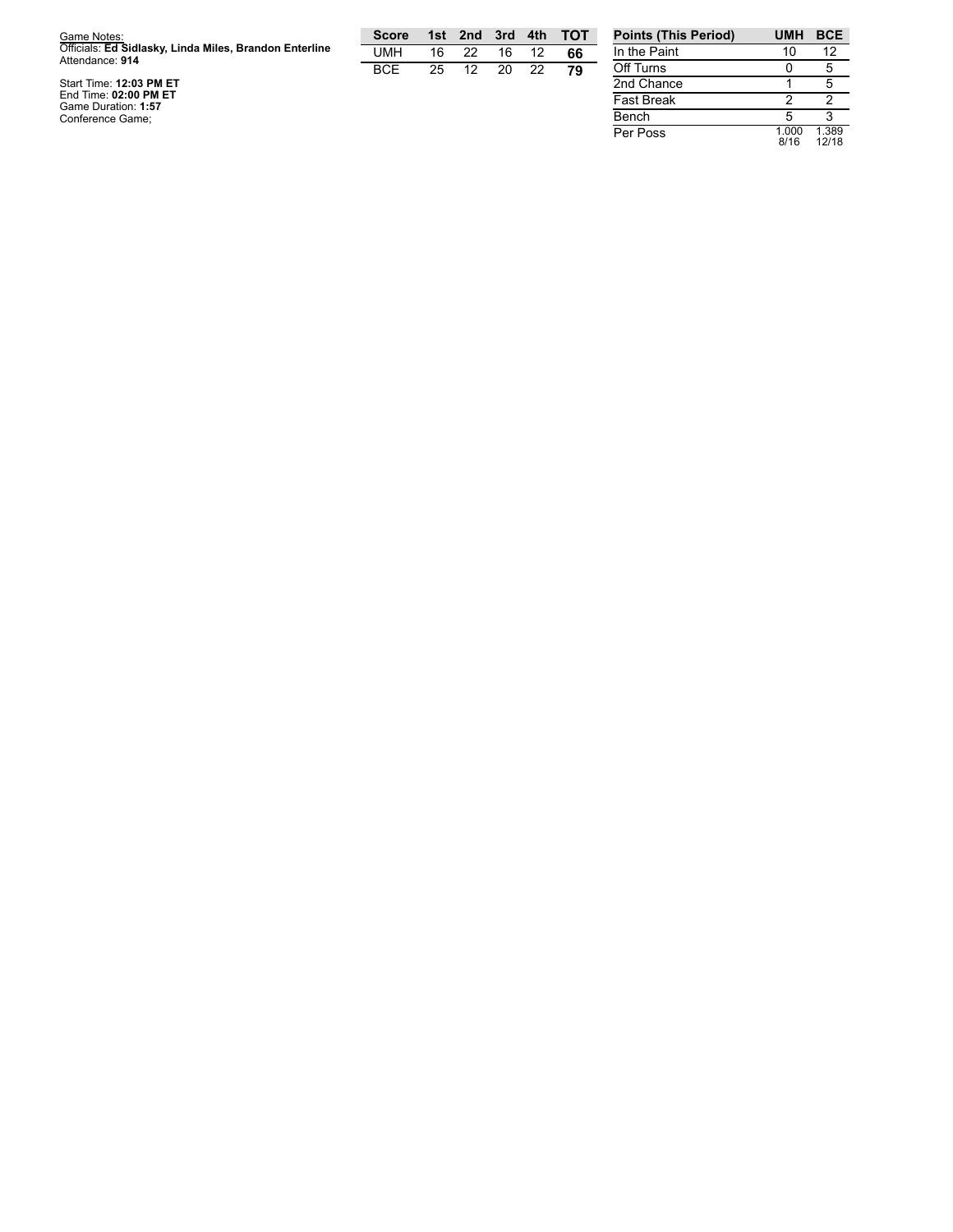Game Notes:
Officials: **Ed Sidlasky, Linda Miles, Brandon Enterline**
Attendance: **914**

Start Time: **12:03 PM ET**
End Time: **02:00 PM ET**
Game Duration: **1:57**
Conference Game;

| Score | 1st | 2nd | 3rd | 4th | TOT |
|---|---|---|---|---|---|
| UMH | 16 | 22 | 16 | 12 | **66** |
| BCE | 25 | 12 | 20 | 22 | **79** |

| Points (This Period) | UMH | BCE |
|---|---|---|
| In the Paint | 10 | 12 |
| Off Turns | 0 | 5 |
| 2nd Chance | 1 | 5 |
| Fast Break | 2 | 2 |
| Bench | 5 | 3 |
| Per Poss | 1.000 8/16 | 1.389 12/18 |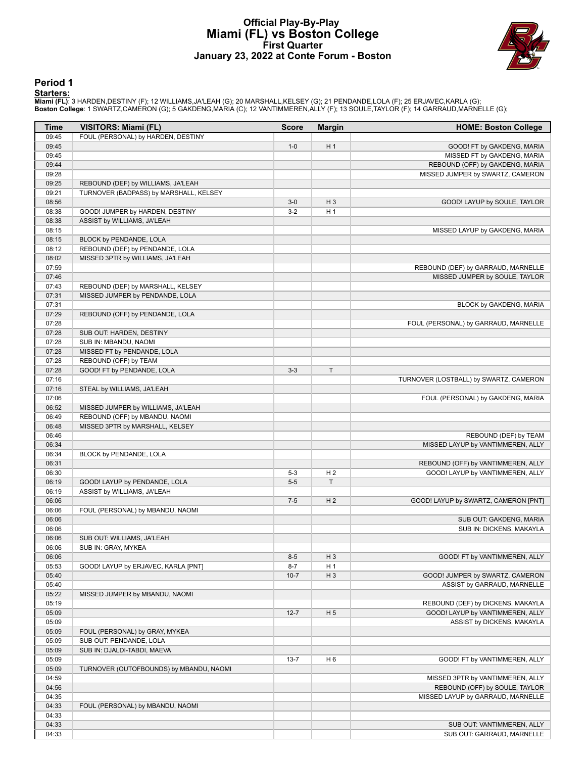# Official Play-By-Play
## Miami (FL) vs Boston College
### First Quarter
### January 23, 2022 at Conte Forum - Boston

## Period 1

**Starters:**

**Miami (FL)**: 3 HARDEN,DESTINY (F); 12 WILLIAMS,JA'LEAH (G); 20 MARSHALL,KELSEY (G); 21 PENDANDE,LOLA (F); 25 ERJAVEC,KARLA (G);
**Boston College**: 1 SWARTZ,CAMERON (G); 5 GAKDENG,MARIA (C); 12 VANTIMMEREN,ALLY (F); 13 SOULE,TAYLOR (F); 14 GARRAUD,MARNELLE (G);

| Time | VISITORS: Miami (FL) | Score | Margin | HOME: Boston College |
|---|---|---|---|---|
| 09:45 | FOUL (PERSONAL) by HARDEN, DESTINY | | | |
| 09:45 | | 1-0 | H 1 | GOOD! FT by GAKDENG, MARIA |
| 09:45 | | | | MISSED FT by GAKDENG, MARIA |
| 09:44 | | | | REBOUND (OFF) by GAKDENG, MARIA |
| 09:28 | | | | MISSED JUMPER by SWARTZ, CAMERON |
| 09:25 | REBOUND (DEF) by WILLIAMS, JA'LEAH | | | |
| 09:21 | TURNOVER (BADPASS) by MARSHALL, KELSEY | | | |
| 08:56 | | 3-0 | H 3 | GOOD! LAYUP by SOULE, TAYLOR |
| 08:38 | GOOD! JUMPER by HARDEN, DESTINY | 3-2 | H 1 | |
| 08:38 | ASSIST by WILLIAMS, JA'LEAH | | | |
| 08:15 | | | | MISSED LAYUP by GAKDENG, MARIA |
| 08:15 | BLOCK by PENDANDE, LOLA | | | |
| 08:12 | REBOUND (DEF) by PENDANDE, LOLA | | | |
| 08:02 | MISSED 3PTR by WILLIAMS, JA'LEAH | | | |
| 07:59 | | | | REBOUND (DEF) by GARRAUD, MARNELLE |
| 07:46 | | | | MISSED JUMPER by SOULE, TAYLOR |
| 07:43 | REBOUND (DEF) by MARSHALL, KELSEY | | | |
| 07:31 | MISSED JUMPER by PENDANDE, LOLA | | | |
| 07:31 | | | | BLOCK by GAKDENG, MARIA |
| 07:29 | REBOUND (OFF) by PENDANDE, LOLA | | | |
| 07:28 | | | | FOUL (PERSONAL) by GARRAUD, MARNELLE |
| 07:28 | SUB OUT: HARDEN, DESTINY | | | |
| 07:28 | SUB IN: MBANDU, NAOMI | | | |
| 07:28 | MISSED FT by PENDANDE, LOLA | | | |
| 07:28 | REBOUND (OFF) by TEAM | | | |
| 07:28 | GOOD! FT by PENDANDE, LOLA | 3-3 | T | |
| 07:16 | | | | TURNOVER (LOSTBALL) by SWARTZ, CAMERON |
| 07:16 | STEAL by WILLIAMS, JA'LEAH | | | |
| 07:06 | | | | FOUL (PERSONAL) by GAKDENG, MARIA |
| 06:52 | MISSED JUMPER by WILLIAMS, JA'LEAH | | | |
| 06:49 | REBOUND (OFF) by MBANDU, NAOMI | | | |
| 06:48 | MISSED 3PTR by MARSHALL, KELSEY | | | |
| 06:46 | | | | REBOUND (DEF) by TEAM |
| 06:34 | | | | MISSED LAYUP by VANTIMMEREN, ALLY |
| 06:34 | BLOCK by PENDANDE, LOLA | | | |
| 06:31 | | | | REBOUND (OFF) by VANTIMMEREN, ALLY |
| 06:30 | | 5-3 | H 2 | GOOD! LAYUP by VANTIMMEREN, ALLY |
| 06:19 | GOOD! LAYUP by PENDANDE, LOLA | 5-5 | T | |
| 06:19 | ASSIST by WILLIAMS, JA'LEAH | | | |
| 06:06 | | 7-5 | H 2 | GOOD! LAYUP by SWARTZ, CAMERON [PNT] |
| 06:06 | FOUL (PERSONAL) by MBANDU, NAOMI | | | |
| 06:06 | | | | SUB OUT: GAKDENG, MARIA |
| 06:06 | | | | SUB IN: DICKENS, MAKAYLA |
| 06:06 | SUB OUT: WILLIAMS, JA'LEAH | | | |
| 06:06 | SUB IN: GRAY, MYKEA | | | |
| 06:06 | | 8-5 | H 3 | GOOD! FT by VANTIMMEREN, ALLY |
| 05:53 | GOOD! LAYUP by ERJAVEC, KARLA [PNT] | 8-7 | H 1 | |
| 05:40 | | 10-7 | H 3 | GOOD! JUMPER by SWARTZ, CAMERON |
| 05:40 | | | | ASSIST by GARRAUD, MARNELLE |
| 05:22 | MISSED JUMPER by MBANDU, NAOMI | | | |
| 05:19 | | | | REBOUND (DEF) by DICKENS, MAKAYLA |
| 05:09 | | 12-7 | H 5 | GOOD! LAYUP by VANTIMMEREN, ALLY |
| 05:09 | | | | ASSIST by DICKENS, MAKAYLA |
| 05:09 | FOUL (PERSONAL) by GRAY, MYKEA | | | |
| 05:09 | SUB OUT: PENDANDE, LOLA | | | |
| 05:09 | SUB IN: DJALDI-TABDI, MAEVA | | | |
| 05:09 | | 13-7 | H 6 | GOOD! FT by VANTIMMEREN, ALLY |
| 05:09 | TURNOVER (OUTOFBOUNDS) by MBANDU, NAOMI | | | |
| 04:59 | | | | MISSED 3PTR by VANTIMMEREN, ALLY |
| 04:56 | | | | REBOUND (OFF) by SOULE, TAYLOR |
| 04:35 | | | | MISSED LAYUP by GARRAUD, MARNELLE |
| 04:33 | FOUL (PERSONAL) by MBANDU, NAOMI | | | |
| 04:33 | | | | |
| 04:33 | | | | SUB OUT: VANTIMMEREN, ALLY |
| 04:33 | | | | SUB OUT: GARRAUD, MARNELLE |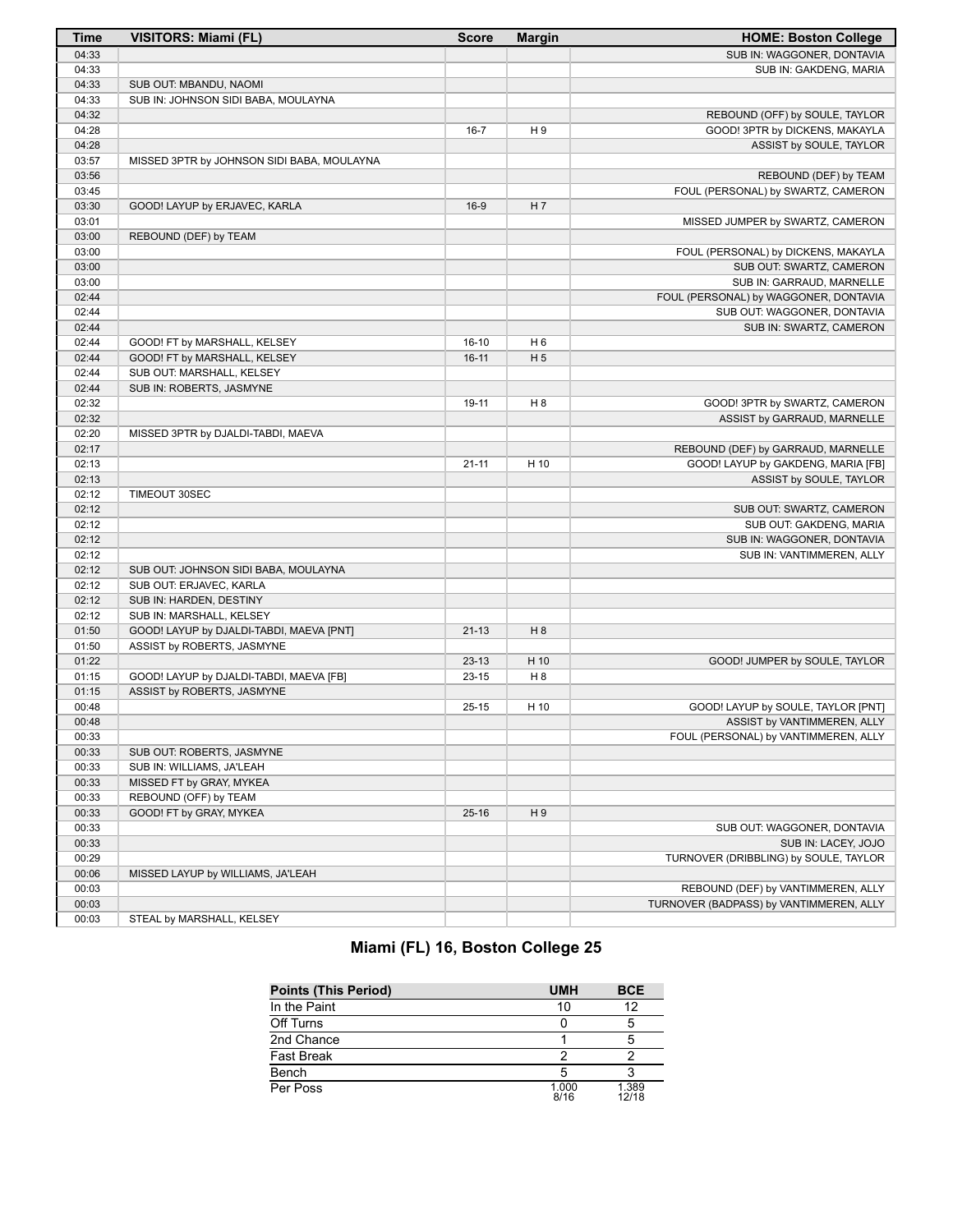| Time | VISITORS: Miami (FL) | Score | Margin | HOME: Boston College |
| --- | --- | --- | --- | --- |
| 04:33 | | | | SUB IN: WAGGONER, DONTAVIA |
| 04:33 | | | | SUB IN: GAKDENG, MARIA |
| 04:33 | SUB OUT: MBANDU, NAOMI | | | |
| 04:33 | SUB IN: JOHNSON SIDI BABA, MOULAYNA | | | |
| 04:32 | | | | REBOUND (OFF) by SOULE, TAYLOR |
| 04:28 | | 16-7 | H 9 | GOOD! 3PTR by DICKENS, MAKAYLA |
| 04:28 | | | | ASSIST by SOULE, TAYLOR |
| 03:57 | MISSED 3PTR by JOHNSON SIDI BABA, MOULAYNA | | | |
| 03:56 | | | | REBOUND (DEF) by TEAM |
| 03:45 | | | | FOUL (PERSONAL) by SWARTZ, CAMERON |
| 03:30 | GOOD! LAYUP by ERJAVEC, KARLA | 16-9 | H 7 | |
| 03:01 | | | | MISSED JUMPER by SWARTZ, CAMERON |
| 03:00 | REBOUND (DEF) by TEAM | | | |
| 03:00 | | | | FOUL (PERSONAL) by DICKENS, MAKAYLA |
| 03:00 | | | | SUB OUT: SWARTZ, CAMERON |
| 03:00 | | | | SUB IN: GARRAUD, MARNELLE |
| 02:44 | | | | FOUL (PERSONAL) by WAGGONER, DONTAVIA |
| 02:44 | | | | SUB OUT: WAGGONER, DONTAVIA |
| 02:44 | | | | SUB IN: SWARTZ, CAMERON |
| 02:44 | GOOD! FT by MARSHALL, KELSEY | 16-10 | H 6 | |
| 02:44 | GOOD! FT by MARSHALL, KELSEY | 16-11 | H 5 | |
| 02:44 | SUB OUT: MARSHALL, KELSEY | | | |
| 02:44 | SUB IN: ROBERTS, JASMYNE | | | |
| 02:32 | | 19-11 | H 8 | GOOD! 3PTR by SWARTZ, CAMERON |
| 02:32 | | | | ASSIST by GARRAUD, MARNELLE |
| 02:20 | MISSED 3PTR by DJALDI-TABDI, MAEVA | | | |
| 02:17 | | | | REBOUND (DEF) by GARRAUD, MARNELLE |
| 02:13 | | 21-11 | H 10 | GOOD! LAYUP by GAKDENG, MARIA [FB] |
| 02:13 | | | | ASSIST by SOULE, TAYLOR |
| 02:12 | TIMEOUT 30SEC | | | |
| 02:12 | | | | SUB OUT: SWARTZ, CAMERON |
| 02:12 | | | | SUB OUT: GAKDENG, MARIA |
| 02:12 | | | | SUB IN: WAGGONER, DONTAVIA |
| 02:12 | | | | SUB IN: VANTIMMEREN, ALLY |
| 02:12 | SUB OUT: JOHNSON SIDI BABA, MOULAYNA | | | |
| 02:12 | SUB OUT: ERJAVEC, KARLA | | | |
| 02:12 | SUB IN: HARDEN, DESTINY | | | |
| 02:12 | SUB IN: MARSHALL, KELSEY | | | |
| 01:50 | GOOD! LAYUP by DJALDI-TABDI, MAEVA [PNT] | 21-13 | H 8 | |
| 01:50 | ASSIST by ROBERTS, JASMYNE | | | |
| 01:22 | | 23-13 | H 10 | GOOD! JUMPER by SOULE, TAYLOR |
| 01:15 | GOOD! LAYUP by DJALDI-TABDI, MAEVA [FB] | 23-15 | H 8 | |
| 01:15 | ASSIST by ROBERTS, JASMYNE | | | |
| 00:48 | | 25-15 | H 10 | GOOD! LAYUP by SOULE, TAYLOR [PNT] |
| 00:48 | | | | ASSIST by VANTIMMEREN, ALLY |
| 00:33 | | | | FOUL (PERSONAL) by VANTIMMEREN, ALLY |
| 00:33 | SUB OUT: ROBERTS, JASMYNE | | | |
| 00:33 | SUB IN: WILLIAMS, JA'LEAH | | | |
| 00:33 | MISSED FT by GRAY, MYKEA | | | |
| 00:33 | REBOUND (OFF) by TEAM | | | |
| 00:33 | GOOD! FT by GRAY, MYKEA | 25-16 | H 9 | |
| 00:33 | | | | SUB OUT: WAGGONER, DONTAVIA |
| 00:33 | | | | SUB IN: LACEY, JOJO |
| 00:29 | | | | TURNOVER (DRIBBLING) by SOULE, TAYLOR |
| 00:06 | MISSED LAYUP by WILLIAMS, JA'LEAH | | | |
| 00:03 | | | | REBOUND (DEF) by VANTIMMEREN, ALLY |
| 00:03 | | | | TURNOVER (BADPASS) by VANTIMMEREN, ALLY |
| 00:03 | STEAL by MARSHALL, KELSEY | | | |

## Miami (FL) 16, Boston College 25

| Points (This Period) | UMH | BCE |
| --- | --- | --- |
| In the Paint | 10 | 12 |
| Off Turns | 0 | 5 |
| 2nd Chance | 1 | 5 |
| Fast Break | 2 | 2 |
| Bench | 5 | 3 |
| Per Poss | 1.000 8/16 | 1.389 12/18 |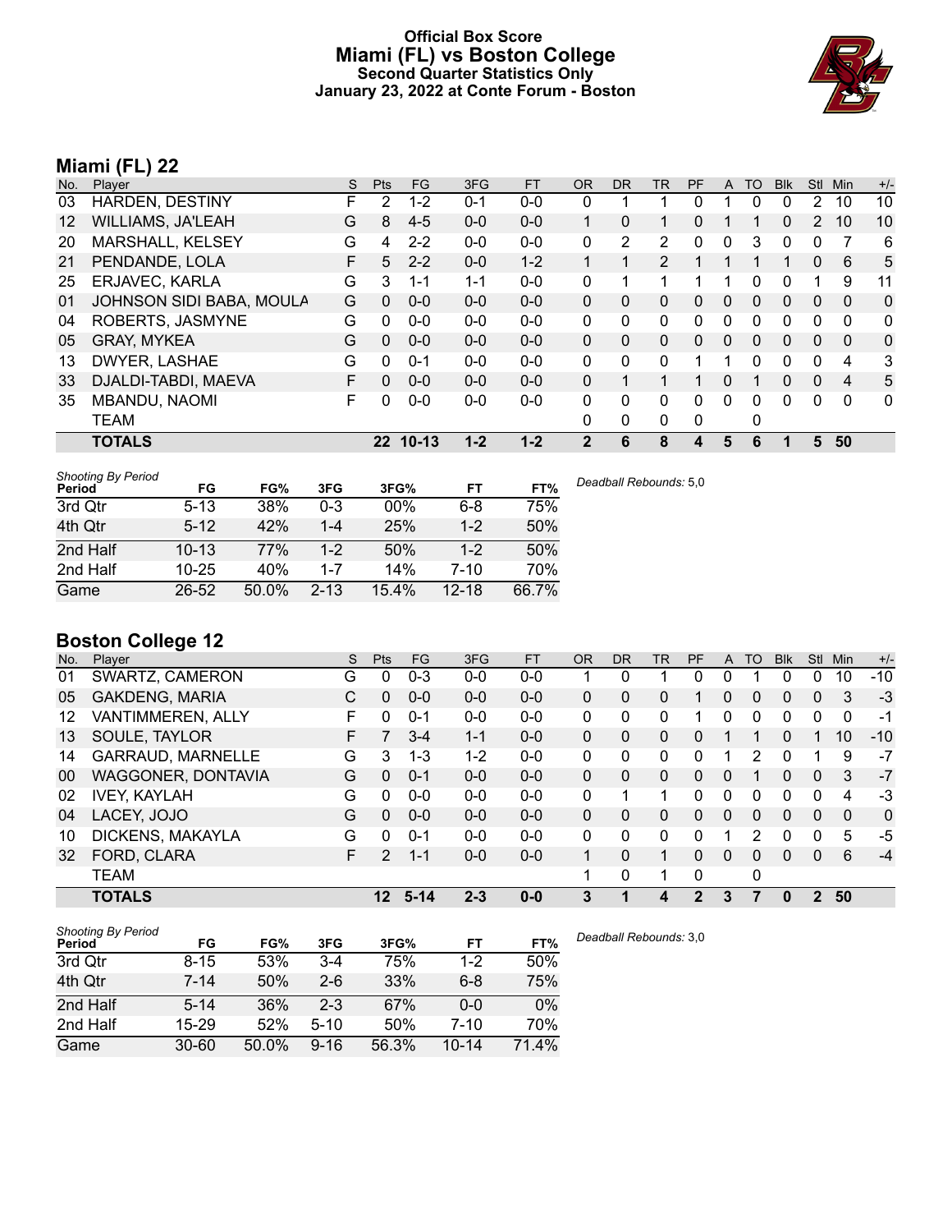# Official Box Score
# Miami (FL) vs Boston College
### Second Quarter Statistics Only
### January 23, 2022 at Conte Forum - Boston

## Miami (FL) 22

| No. | Player | S | Pts | FG | 3FG | FT | OR | DR | TR | PF | A | TO | Blk | Stl | Min | +/- |
|---|---|---|---|---|---|---|---|---|---|---|---|---|---|---|---|---|
| 03 | HARDEN, DESTINY | F | 2 | 1-2 | 0-1 | 0-0 | 0 | 1 | 1 | 0 | 1 | 0 | 0 | 2 | 10 | 10 |
| 12 | WILLIAMS, JA'LEAH | G | 8 | 4-5 | 0-0 | 0-0 | 1 | 0 | 1 | 0 | 1 | 1 | 0 | 2 | 10 | 10 |
| 20 | MARSHALL, KELSEY | G | 4 | 2-2 | 0-0 | 0-0 | 0 | 2 | 2 | 0 | 0 | 3 | 0 | 0 | 7 | 6 |
| 21 | PENDANDE, LOLA | F | 5 | 2-2 | 0-0 | 1-2 | 1 | 1 | 2 | 1 | 1 | 1 | 1 | 0 | 6 | 5 |
| 25 | ERJAVEC, KARLA | G | 3 | 1-1 | 1-1 | 0-0 | 0 | 1 | 1 | 1 | 1 | 0 | 0 | 1 | 9 | 11 |
| 01 | JOHNSON SIDI BABA, MOULA | G | 0 | 0-0 | 0-0 | 0-0 | 0 | 0 | 0 | 0 | 0 | 0 | 0 | 0 | 0 | 0 |
| 04 | ROBERTS, JASMYNE | G | 0 | 0-0 | 0-0 | 0-0 | 0 | 0 | 0 | 0 | 0 | 0 | 0 | 0 | 0 | 0 |
| 05 | GRAY, MYKEA | G | 0 | 0-0 | 0-0 | 0-0 | 0 | 0 | 0 | 0 | 0 | 0 | 0 | 0 | 0 | 0 |
| 13 | DWYER, LASHAE | G | 0 | 0-1 | 0-0 | 0-0 | 0 | 0 | 0 | 1 | 1 | 0 | 0 | 0 | 4 | 3 |
| 33 | DJALDI-TABDI, MAEVA | F | 0 | 0-0 | 0-0 | 0-0 | 0 | 1 | 1 | 1 | 0 | 1 | 0 | 0 | 4 | 5 |
| 35 | MBANDU, NAOMI | F | 0 | 0-0 | 0-0 | 0-0 | 0 | 0 | 0 | 0 | 0 | 0 | 0 | 0 | 0 | 0 |
| | TEAM | | | | | | 0 | 0 | 0 | 0 | | 0 | | | | |
| | **TOTALS** | | **22** | **10-13** | **1-2** | **1-2** | **2** | **6** | **8** | **4** | **5** | **6** | **1** | **5** | **50** | |

| Shooting By Period Period | FG | FG% | 3FG | 3FG% | FT | FT% |
|---|---|---|---|---|---|---|
| 3rd Qtr | 5-13 | 38% | 0-3 | 00% | 6-8 | 75% |
| 4th Qtr | 5-12 | 42% | 1-4 | 25% | 1-2 | 50% |
| 2nd Half | 10-13 | 77% | 1-2 | 50% | 1-2 | 50% |
| 2nd Half | 10-25 | 40% | 1-7 | 14% | 7-10 | 70% |
| Game | 26-52 | 50.0% | 2-13 | 15.4% | 12-18 | 66.7% |

*Deadball Rebounds:* 5,0

## Boston College 12

| No. | Player | S | Pts | FG | 3FG | FT | OR | DR | TR | PF | A | TO | Blk | Stl | Min | +/- |
|---|---|---|---|---|---|---|---|---|---|---|---|---|---|---|---|---|
| 01 | SWARTZ, CAMERON | G | 0 | 0-3 | 0-0 | 0-0 | 1 | 0 | 1 | 0 | 0 | 1 | 0 | 0 | 10 | -10 |
| 05 | GAKDENG, MARIA | C | 0 | 0-0 | 0-0 | 0-0 | 0 | 0 | 0 | 1 | 0 | 0 | 0 | 0 | 3 | -3 |
| 12 | VANTIMMEREN, ALLY | F | 0 | 0-1 | 0-0 | 0-0 | 0 | 0 | 0 | 1 | 0 | 0 | 0 | 0 | 0 | -1 |
| 13 | SOULE, TAYLOR | F | 7 | 3-4 | 1-1 | 0-0 | 0 | 0 | 0 | 0 | 1 | 1 | 0 | 1 | 10 | -10 |
| 14 | GARRAUD, MARNELLE | G | 3 | 1-3 | 1-2 | 0-0 | 0 | 0 | 0 | 0 | 1 | 2 | 0 | 1 | 9 | -7 |
| 00 | WAGGONER, DONTAVIA | G | 0 | 0-1 | 0-0 | 0-0 | 0 | 0 | 0 | 0 | 0 | 1 | 0 | 0 | 3 | -7 |
| 02 | IVEY, KAYLAH | G | 0 | 0-0 | 0-0 | 0-0 | 0 | 1 | 1 | 0 | 0 | 0 | 0 | 0 | 4 | -3 |
| 04 | LACEY, JOJO | G | 0 | 0-0 | 0-0 | 0-0 | 0 | 0 | 0 | 0 | 0 | 0 | 0 | 0 | 0 | 0 |
| 10 | DICKENS, MAKAYLA | G | 0 | 0-1 | 0-0 | 0-0 | 0 | 0 | 0 | 0 | 1 | 2 | 0 | 0 | 5 | -5 |
| 32 | FORD, CLARA | F | 2 | 1-1 | 0-0 | 0-0 | 1 | 0 | 1 | 0 | 0 | 0 | 0 | 0 | 6 | -4 |
| | TEAM | | | | | | 1 | 0 | 1 | 0 | | 0 | | | | |
| | **TOTALS** | | **12** | **5-14** | **2-3** | **0-0** | **3** | **1** | **4** | **2** | **3** | **7** | **0** | **2** | **50** | |

| Shooting By Period Period | FG | FG% | 3FG | 3FG% | FT | FT% |
|---|---|---|---|---|---|---|
| 3rd Qtr | 8-15 | 53% | 3-4 | 75% | 1-2 | 50% |
| 4th Qtr | 7-14 | 50% | 2-6 | 33% | 6-8 | 75% |
| 2nd Half | 5-14 | 36% | 2-3 | 67% | 0-0 | 0% |
| 2nd Half | 15-29 | 52% | 5-10 | 50% | 7-10 | 70% |
| Game | 30-60 | 50.0% | 9-16 | 56.3% | 10-14 | 71.4% |

*Deadball Rebounds:* 3,0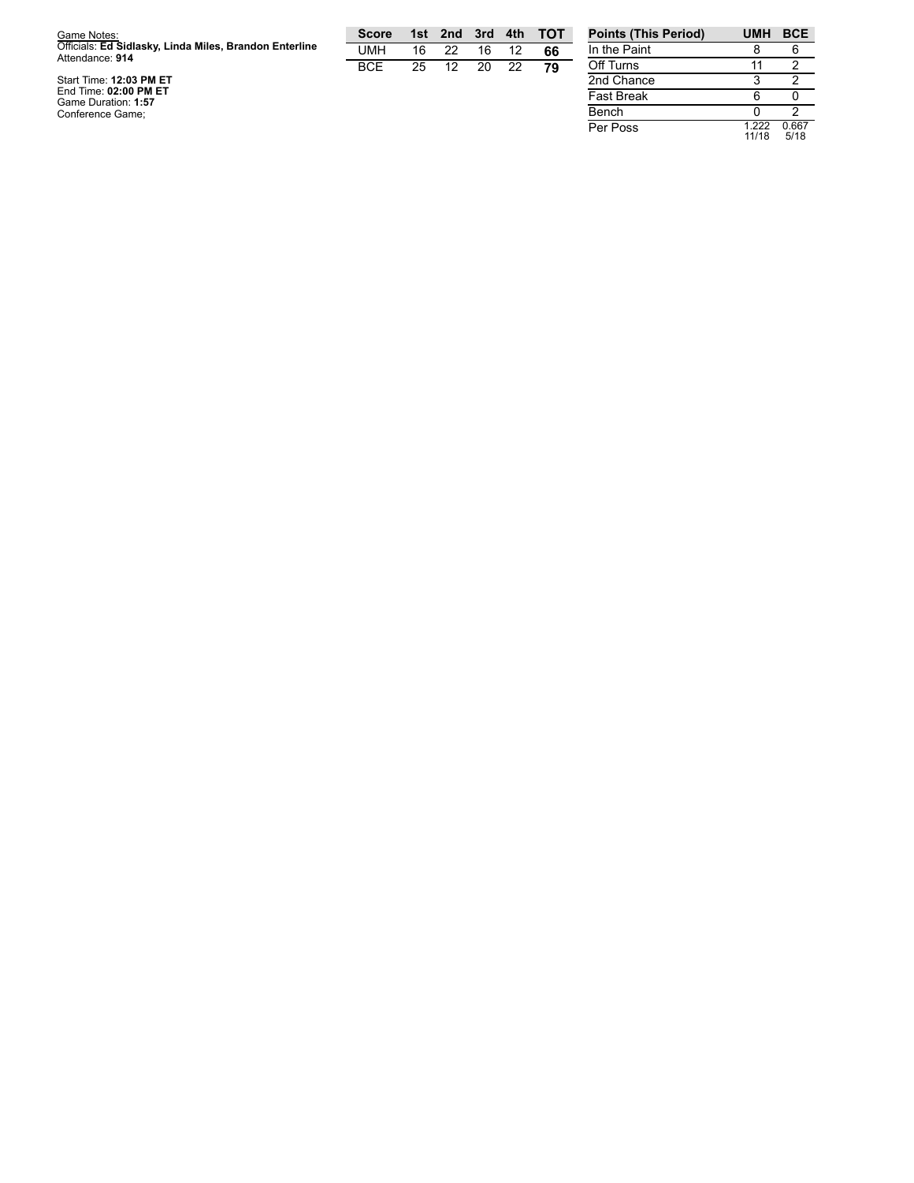Game Notes:
Officials: **Ed Sidlasky, Linda Miles, Brandon Enterline**
Attendance: **914**

Start Time: **12:03 PM ET**
End Time: **02:00 PM ET**
Game Duration: **1:57**
Conference Game;

| Score | 1st | 2nd | 3rd | 4th | TOT |
|---|---|---|---|---|---|
| UMH | 16 | 22 | 16 | 12 | **66** |
| BCE | 25 | 12 | 20 | 22 | **79** |

| Points (This Period) | UMH | BCE |
|---|---|---|
| In the Paint | 8 | 6 |
| Off Turns | 11 | 2 |
| 2nd Chance | 3 | 2 |
| Fast Break | 6 | 0 |
| Bench | 0 | 2 |
| Per Poss | 1.222 11/18 | 0.667 5/18 |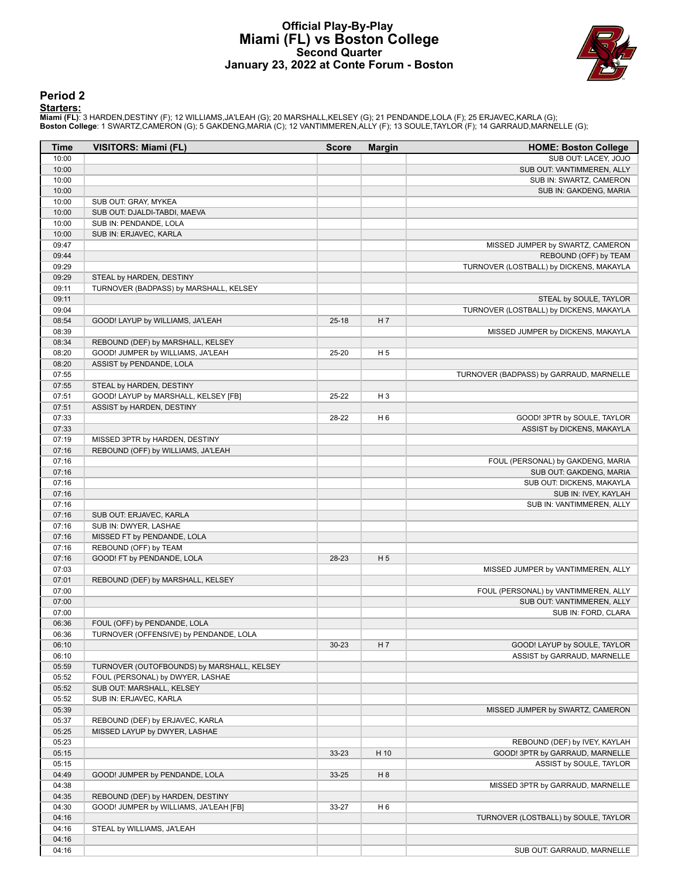# Official Play-By-Play
## Miami (FL) vs Boston College
### Second Quarter
### January 23, 2022 at Conte Forum - Boston

## Period 2

**Starters:**

**Miami (FL)**: 3 HARDEN,DESTINY (F); 12 WILLIAMS,JA'LEAH (G); 20 MARSHALL,KELSEY (G); 21 PENDANDE,LOLA (F); 25 ERJAVEC,KARLA (G);
**Boston College**: 1 SWARTZ,CAMERON (G); 5 GAKDENG,MARIA (C); 12 VANTIMMEREN,ALLY (F); 13 SOULE,TAYLOR (F); 14 GARRAUD,MARNELLE (G);

| Time | VISITORS: Miami (FL) | Score | Margin | HOME: Boston College |
|---|---|---|---|---|
| 10:00 | | | | SUB OUT: LACEY, JOJO |
| 10:00 | | | | SUB OUT: VANTIMMEREN, ALLY |
| 10:00 | | | | SUB IN: SWARTZ, CAMERON |
| 10:00 | | | | SUB IN: GAKDENG, MARIA |
| 10:00 | SUB OUT: GRAY, MYKEA | | | |
| 10:00 | SUB OUT: DJALDI-TABDI, MAEVA | | | |
| 10:00 | SUB IN: PENDANDE, LOLA | | | |
| 10:00 | SUB IN: ERJAVEC, KARLA | | | |
| 09:47 | | | | MISSED JUMPER by SWARTZ, CAMERON |
| 09:44 | | | | REBOUND (OFF) by TEAM |
| 09:29 | | | | TURNOVER (LOSTBALL) by DICKENS, MAKAYLA |
| 09:29 | STEAL by HARDEN, DESTINY | | | |
| 09:11 | TURNOVER (BADPASS) by MARSHALL, KELSEY | | | |
| 09:11 | | | | STEAL by SOULE, TAYLOR |
| 09:04 | | | | TURNOVER (LOSTBALL) by DICKENS, MAKAYLA |
| 08:54 | GOOD! LAYUP by WILLIAMS, JA'LEAH | 25-18 | H 7 | |
| 08:39 | | | | MISSED JUMPER by DICKENS, MAKAYLA |
| 08:34 | REBOUND (DEF) by MARSHALL, KELSEY | | | |
| 08:20 | GOOD! JUMPER by WILLIAMS, JA'LEAH | 25-20 | H 5 | |
| 08:20 | ASSIST by PENDANDE, LOLA | | | |
| 07:55 | | | | TURNOVER (BADPASS) by GARRAUD, MARNELLE |
| 07:55 | STEAL by HARDEN, DESTINY | | | |
| 07:51 | GOOD! LAYUP by MARSHALL, KELSEY [FB] | 25-22 | H 3 | |
| 07:51 | ASSIST by HARDEN, DESTINY | | | |
| 07:33 | | 28-22 | H 6 | GOOD! 3PTR by SOULE, TAYLOR |
| 07:33 | | | | ASSIST by DICKENS, MAKAYLA |
| 07:19 | MISSED 3PTR by HARDEN, DESTINY | | | |
| 07:16 | REBOUND (OFF) by WILLIAMS, JA'LEAH | | | |
| 07:16 | | | | FOUL (PERSONAL) by GAKDENG, MARIA |
| 07:16 | | | | SUB OUT: GAKDENG, MARIA |
| 07:16 | | | | SUB OUT: DICKENS, MAKAYLA |
| 07:16 | | | | SUB IN: IVEY, KAYLAH |
| 07:16 | | | | SUB IN: VANTIMMEREN, ALLY |
| 07:16 | SUB OUT: ERJAVEC, KARLA | | | |
| 07:16 | SUB IN: DWYER, LASHAE | | | |
| 07:16 | MISSED FT by PENDANDE, LOLA | | | |
| 07:16 | REBOUND (OFF) by TEAM | | | |
| 07:16 | GOOD! FT by PENDANDE, LOLA | 28-23 | H 5 | |
| 07:03 | | | | MISSED JUMPER by VANTIMMEREN, ALLY |
| 07:01 | REBOUND (DEF) by MARSHALL, KELSEY | | | |
| 07:00 | | | | FOUL (PERSONAL) by VANTIMMEREN, ALLY |
| 07:00 | | | | SUB OUT: VANTIMMEREN, ALLY |
| 07:00 | | | | SUB IN: FORD, CLARA |
| 06:36 | FOUL (OFF) by PENDANDE, LOLA | | | |
| 06:36 | TURNOVER (OFFENSIVE) by PENDANDE, LOLA | | | |
| 06:10 | | 30-23 | H 7 | GOOD! LAYUP by SOULE, TAYLOR |
| 06:10 | | | | ASSIST by GARRAUD, MARNELLE |
| 05:59 | TURNOVER (OUTOFBOUNDS) by MARSHALL, KELSEY | | | |
| 05:52 | FOUL (PERSONAL) by DWYER, LASHAE | | | |
| 05:52 | SUB OUT: MARSHALL, KELSEY | | | |
| 05:52 | SUB IN: ERJAVEC, KARLA | | | |
| 05:39 | | | | MISSED JUMPER by SWARTZ, CAMERON |
| 05:37 | REBOUND (DEF) by ERJAVEC, KARLA | | | |
| 05:25 | MISSED LAYUP by DWYER, LASHAE | | | |
| 05:23 | | | | REBOUND (DEF) by IVEY, KAYLAH |
| 05:15 | | 33-23 | H 10 | GOOD! 3PTR by GARRAUD, MARNELLE |
| 05:15 | | | | ASSIST by SOULE, TAYLOR |
| 04:49 | GOOD! JUMPER by PENDANDE, LOLA | 33-25 | H 8 | |
| 04:38 | | | | MISSED 3PTR by GARRAUD, MARNELLE |
| 04:35 | REBOUND (DEF) by HARDEN, DESTINY | | | |
| 04:30 | GOOD! JUMPER by WILLIAMS, JA'LEAH [FB] | 33-27 | H 6 | |
| 04:16 | | | | TURNOVER (LOSTBALL) by SOULE, TAYLOR |
| 04:16 | STEAL by WILLIAMS, JA'LEAH | | | |
| 04:16 | | | | |
| 04:16 | | | | SUB OUT: GARRAUD, MARNELLE |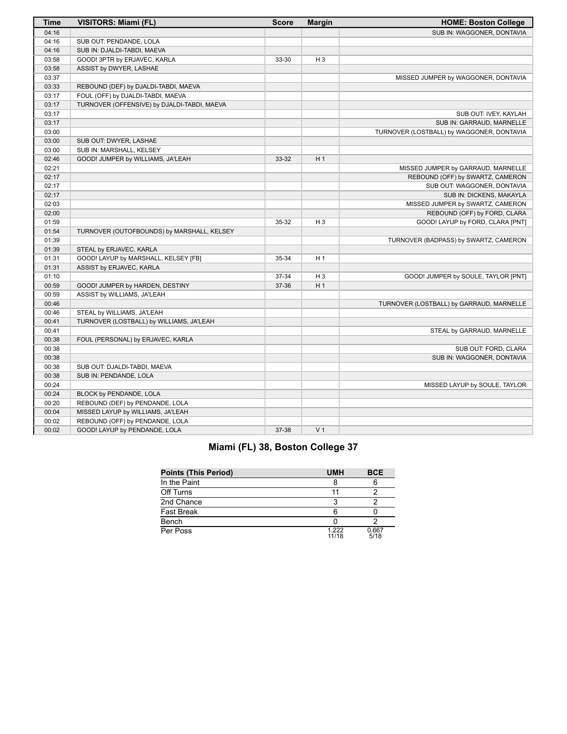| Time | VISITORS: Miami (FL) | Score | Margin | HOME: Boston College |
|---|---|---|---|---|
| 04:16 | | | | SUB IN: WAGGONER, DONTAVIA |
| 04:16 | SUB OUT: PENDANDE, LOLA | | | |
| 04:16 | SUB IN: DJALDI-TABDI, MAEVA | | | |
| 03:58 | GOOD! 3PTR by ERJAVEC, KARLA | 33-30 | H 3 | |
| 03:58 | ASSIST by DWYER, LASHAE | | | |
| 03:37 | | | | MISSED JUMPER by WAGGONER, DONTAVIA |
| 03:33 | REBOUND (DEF) by DJALDI-TABDI, MAEVA | | | |
| 03:17 | FOUL (OFF) by DJALDI-TABDI, MAEVA | | | |
| 03:17 | TURNOVER (OFFENSIVE) by DJALDI-TABDI, MAEVA | | | |
| 03:17 | | | | SUB OUT: IVEY, KAYLAH |
| 03:17 | | | | SUB IN: GARRAUD, MARNELLE |
| 03:00 | | | | TURNOVER (LOSTBALL) by WAGGONER, DONTAVIA |
| 03:00 | SUB OUT: DWYER, LASHAE | | | |
| 03:00 | SUB IN: MARSHALL, KELSEY | | | |
| 02:46 | GOOD! JUMPER by WILLIAMS, JA'LEAH | 33-32 | H 1 | |
| 02:21 | | | | MISSED JUMPER by GARRAUD, MARNELLE |
| 02:17 | | | | REBOUND (OFF) by SWARTZ, CAMERON |
| 02:17 | | | | SUB OUT: WAGGONER, DONTAVIA |
| 02:17 | | | | SUB IN: DICKENS, MAKAYLA |
| 02:03 | | | | MISSED JUMPER by SWARTZ, CAMERON |
| 02:00 | | | | REBOUND (OFF) by FORD, CLARA |
| 01:59 | | 35-32 | H 3 | GOOD! LAYUP by FORD, CLARA [PNT] |
| 01:54 | TURNOVER (OUTOFBOUNDS) by MARSHALL, KELSEY | | | |
| 01:39 | | | | TURNOVER (BADPASS) by SWARTZ, CAMERON |
| 01:39 | STEAL by ERJAVEC, KARLA | | | |
| 01:31 | GOOD! LAYUP by MARSHALL, KELSEY [FB] | 35-34 | H 1 | |
| 01:31 | ASSIST by ERJAVEC, KARLA | | | |
| 01:10 | | 37-34 | H 3 | GOOD! JUMPER by SOULE, TAYLOR [PNT] |
| 00:59 | GOOD! JUMPER by HARDEN, DESTINY | 37-36 | H 1 | |
| 00:59 | ASSIST by WILLIAMS, JA'LEAH | | | |
| 00:46 | | | | TURNOVER (LOSTBALL) by GARRAUD, MARNELLE |
| 00:46 | STEAL by WILLIAMS, JA'LEAH | | | |
| 00:41 | TURNOVER (LOSTBALL) by WILLIAMS, JA'LEAH | | | |
| 00:41 | | | | STEAL by GARRAUD, MARNELLE |
| 00:38 | FOUL (PERSONAL) by ERJAVEC, KARLA | | | |
| 00:38 | | | | SUB OUT: FORD, CLARA |
| 00:38 | | | | SUB IN: WAGGONER, DONTAVIA |
| 00:38 | SUB OUT: DJALDI-TABDI, MAEVA | | | |
| 00:38 | SUB IN: PENDANDE, LOLA | | | |
| 00:24 | | | | MISSED LAYUP by SOULE, TAYLOR |
| 00:24 | BLOCK by PENDANDE, LOLA | | | |
| 00:20 | REBOUND (DEF) by PENDANDE, LOLA | | | |
| 00:04 | MISSED LAYUP by WILLIAMS, JA'LEAH | | | |
| 00:02 | REBOUND (OFF) by PENDANDE, LOLA | | | |
| 00:02 | GOOD! LAYUP by PENDANDE, LOLA | 37-38 | V 1 | |

## Miami (FL) 38, Boston College 37

| Points (This Period) | UMH | BCE |
|---|---|---|
| In the Paint | 8 | 6 |
| Off Turns | 11 | 2 |
| 2nd Chance | 3 | 2 |
| Fast Break | 6 | 0 |
| Bench | 0 | 2 |
| Per Poss | 1.222 11/18 | 0.667 5/18 |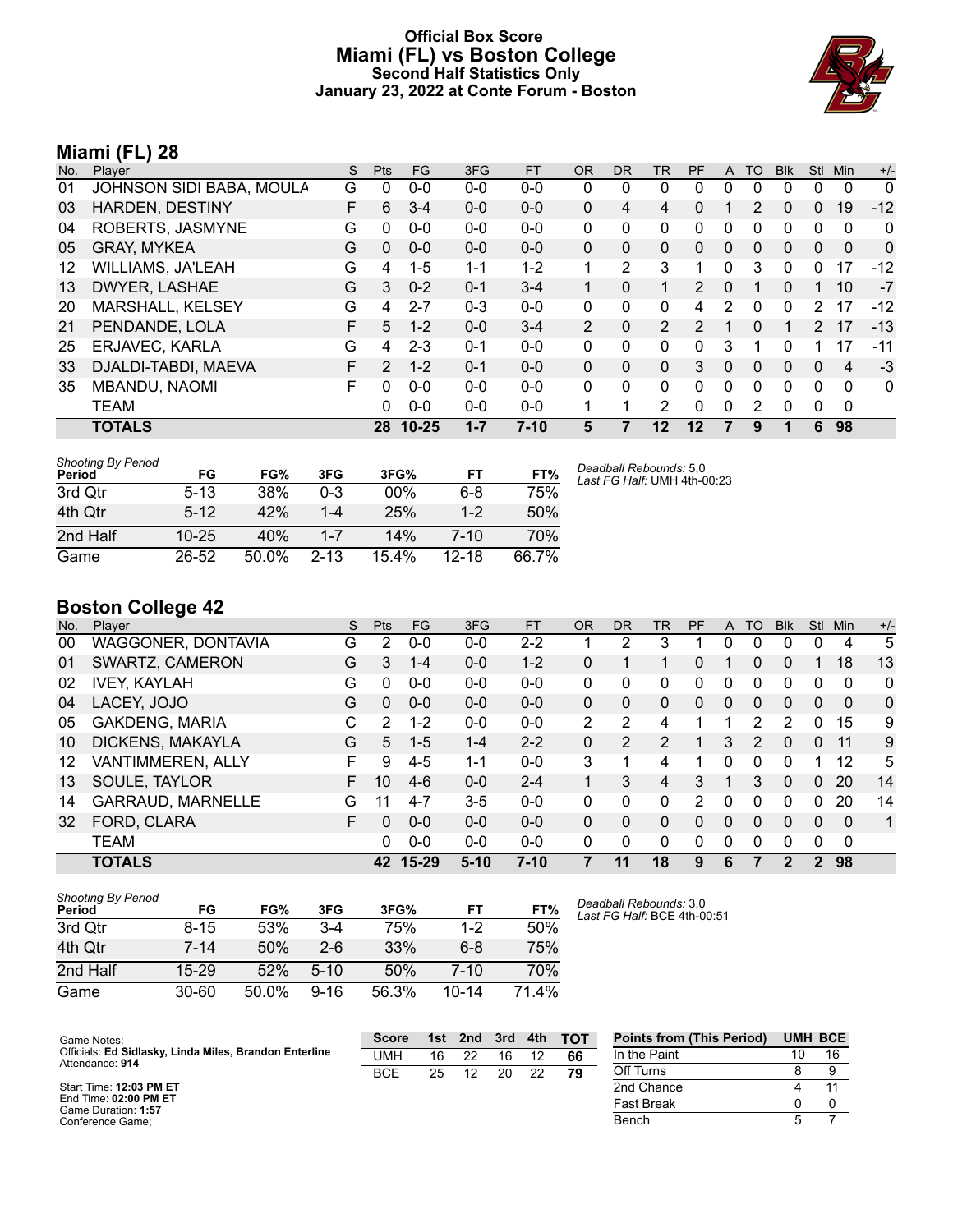# Official Box Score
# Miami (FL) vs Boston College
## Second Half Statistics Only
### January 23, 2022 at Conte Forum - Boston

## Miami (FL) 28

| No. | Player | S | Pts | FG | 3FG | FT | OR | DR | TR | PF | A | TO | Blk | Stl | Min | +/- |
|---|---|---|---|---|---|---|---|---|---|---|---|---|---|---|---|---|
| 01 | JOHNSON SIDI BABA, MOULA | G | 0 | 0-0 | 0-0 | 0-0 | 0 | 0 | 0 | 0 | 0 | 0 | 0 | 0 | 0 | 0 |
| 03 | HARDEN, DESTINY | F | 6 | 3-4 | 0-0 | 0-0 | 0 | 4 | 4 | 0 | 1 | 2 | 0 | 0 | 19 | -12 |
| 04 | ROBERTS, JASMYNE | G | 0 | 0-0 | 0-0 | 0-0 | 0 | 0 | 0 | 0 | 0 | 0 | 0 | 0 | 0 | 0 |
| 05 | GRAY, MYKEA | G | 0 | 0-0 | 0-0 | 0-0 | 0 | 0 | 0 | 0 | 0 | 0 | 0 | 0 | 0 | 0 |
| 12 | WILLIAMS, JA'LEAH | G | 4 | 1-5 | 1-1 | 1-2 | 1 | 2 | 3 | 1 | 0 | 3 | 0 | 0 | 17 | -12 |
| 13 | DWYER, LASHAE | G | 3 | 0-2 | 0-1 | 3-4 | 1 | 0 | 1 | 2 | 0 | 1 | 0 | 1 | 10 | -7 |
| 20 | MARSHALL, KELSEY | G | 4 | 2-7 | 0-3 | 0-0 | 0 | 0 | 0 | 4 | 2 | 0 | 0 | 2 | 17 | -12 |
| 21 | PENDANDE, LOLA | F | 5 | 1-2 | 0-0 | 3-4 | 2 | 0 | 2 | 2 | 1 | 0 | 1 | 2 | 17 | -13 |
| 25 | ERJAVEC, KARLA | G | 4 | 2-3 | 0-1 | 0-0 | 0 | 0 | 0 | 0 | 3 | 1 | 0 | 1 | 17 | -11 |
| 33 | DJALDI-TABDI, MAEVA | F | 2 | 1-2 | 0-1 | 0-0 | 0 | 0 | 0 | 3 | 0 | 0 | 0 | 0 | 4 | -3 |
| 35 | MBANDU, NAOMI | F | 0 | 0-0 | 0-0 | 0-0 | 0 | 0 | 0 | 0 | 0 | 0 | 0 | 0 | 0 | 0 |
| | TEAM | | 0 | 0-0 | 0-0 | 0-0 | 1 | 1 | 2 | 0 | 0 | 2 | 0 | 0 | 0 | |
| | **TOTALS** | | **28** | **10-25** | **1-7** | **7-10** | **5** | **7** | **12** | **12** | **7** | **9** | **1** | **6** | **98** | |

*Shooting By Period*

| Period | FG | FG% | 3FG | 3FG% | FT | FT% |
|---|---|---|---|---|---|---|
| 3rd Qtr | 5-13 | 38% | 0-3 | 00% | 6-8 | 75% |
| 4th Qtr | 5-12 | 42% | 1-4 | 25% | 1-2 | 50% |
| 2nd Half | 10-25 | 40% | 1-7 | 14% | 7-10 | 70% |
| Game | 26-52 | 50.0% | 2-13 | 15.4% | 12-18 | 66.7% |

*Deadball Rebounds:* 5,0
*Last FG Half:* UMH 4th-00:23

## Boston College 42

| No. | Player | S | Pts | FG | 3FG | FT | OR | DR | TR | PF | A | TO | Blk | Stl | Min | +/- |
|---|---|---|---|---|---|---|---|---|---|---|---|---|---|---|---|---|
| 00 | WAGGONER, DONTAVIA | G | 2 | 0-0 | 0-0 | 2-2 | 1 | 2 | 3 | 1 | 0 | 0 | 0 | 0 | 4 | 5 |
| 01 | SWARTZ, CAMERON | G | 3 | 1-4 | 0-0 | 1-2 | 0 | 1 | 1 | 0 | 1 | 0 | 0 | 1 | 18 | 13 |
| 02 | IVEY, KAYLAH | G | 0 | 0-0 | 0-0 | 0-0 | 0 | 0 | 0 | 0 | 0 | 0 | 0 | 0 | 0 | 0 |
| 04 | LACEY, JOJO | G | 0 | 0-0 | 0-0 | 0-0 | 0 | 0 | 0 | 0 | 0 | 0 | 0 | 0 | 0 | 0 |
| 05 | GAKDENG, MARIA | C | 2 | 1-2 | 0-0 | 0-0 | 2 | 2 | 4 | 1 | 1 | 2 | 2 | 0 | 15 | 9 |
| 10 | DICKENS, MAKAYLA | G | 5 | 1-5 | 1-4 | 2-2 | 0 | 2 | 2 | 1 | 3 | 2 | 0 | 0 | 11 | 9 |
| 12 | VANTIMMEREN, ALLY | F | 9 | 4-5 | 1-1 | 0-0 | 3 | 1 | 4 | 1 | 0 | 0 | 0 | 1 | 12 | 5 |
| 13 | SOULE, TAYLOR | F | 10 | 4-6 | 0-0 | 2-4 | 1 | 3 | 4 | 3 | 1 | 3 | 0 | 0 | 20 | 14 |
| 14 | GARRAUD, MARNELLE | G | 11 | 4-7 | 3-5 | 0-0 | 0 | 0 | 0 | 2 | 0 | 0 | 0 | 0 | 20 | 14 |
| 32 | FORD, CLARA | F | 0 | 0-0 | 0-0 | 0-0 | 0 | 0 | 0 | 0 | 0 | 0 | 0 | 0 | 0 | 1 |
| | TEAM | | 0 | 0-0 | 0-0 | 0-0 | 0 | 0 | 0 | 0 | 0 | 0 | 0 | 0 | 0 | |
| | **TOTALS** | | **42** | **15-29** | **5-10** | **7-10** | **7** | **11** | **18** | **9** | **6** | **7** | **2** | **2** | **98** | |

*Shooting By Period*

| Period | FG | FG% | 3FG | 3FG% | FT | FT% |
|---|---|---|---|---|---|---|
| 3rd Qtr | 8-15 | 53% | 3-4 | 75% | 1-2 | 50% |
| 4th Qtr | 7-14 | 50% | 2-6 | 33% | 6-8 | 75% |
| 2nd Half | 15-29 | 52% | 5-10 | 50% | 7-10 | 70% |
| Game | 30-60 | 50.0% | 9-16 | 56.3% | 10-14 | 71.4% |

*Deadball Rebounds:* 3,0
*Last FG Half:* BCE 4th-00:51

Game Notes:
Officials: **Ed Sidlasky, Linda Miles, Brandon Enterline**
Attendance: **914**

Start Time: **12:03 PM ET**
End Time: **02:00 PM ET**
Game Duration: **1:57**
Conference Game;

| Score | 1st | 2nd | 3rd | 4th | TOT |
|---|---|---|---|---|---|
| UMH | 16 | 22 | 16 | 12 | **66** |
| BCE | 25 | 12 | 20 | 22 | **79** |

| Points from (This Period) | UMH | BCE |
|---|---|---|
| In the Paint | 10 | 16 |
| Off Turns | 8 | 9 |
| 2nd Chance | 4 | 11 |
| Fast Break | 0 | 0 |
| Bench | 5 | 7 |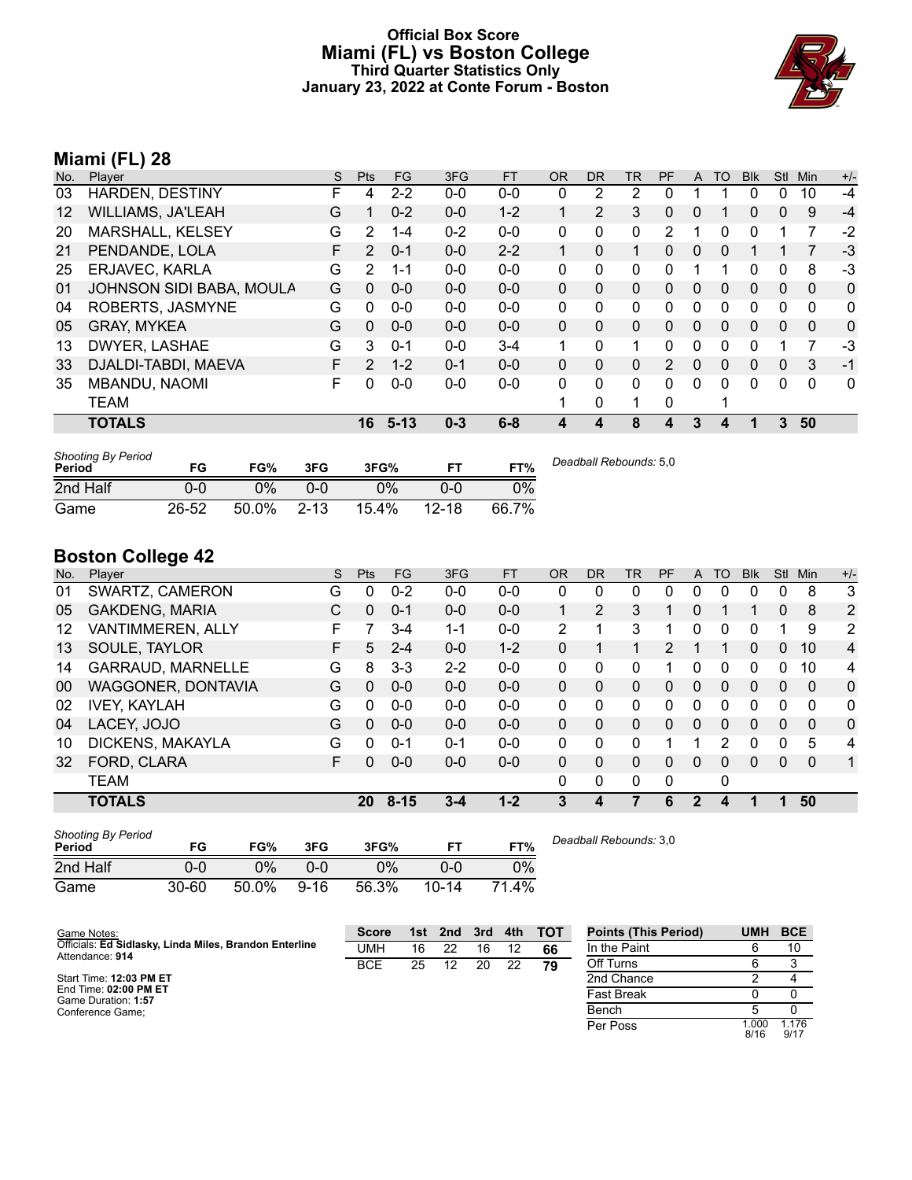# Official Box Score
# Miami (FL) vs Boston College
### Third Quarter Statistics Only
### January 23, 2022 at Conte Forum - Boston

## Miami (FL) 28

| No. | Player | S | Pts | FG | 3FG | FT | OR | DR | TR | PF | A | TO | Blk | Stl | Min | +/- |
|---|---|---|---|---|---|---|---|---|---|---|---|---|---|---|---|---|
| 03 | HARDEN, DESTINY | F | 4 | 2-2 | 0-0 | 0-0 | 0 | 2 | 2 | 0 | 1 | 1 | 0 | 0 | 10 | -4 |
| 12 | WILLIAMS, JA'LEAH | G | 1 | 0-2 | 0-0 | 1-2 | 1 | 2 | 3 | 0 | 0 | 1 | 0 | 0 | 9 | -4 |
| 20 | MARSHALL, KELSEY | G | 2 | 1-4 | 0-2 | 0-0 | 0 | 0 | 0 | 2 | 1 | 0 | 0 | 1 | 7 | -2 |
| 21 | PENDANDE, LOLA | F | 2 | 0-1 | 0-0 | 2-2 | 1 | 0 | 1 | 0 | 0 | 0 | 1 | 1 | 7 | -3 |
| 25 | ERJAVEC, KARLA | G | 2 | 1-1 | 0-0 | 0-0 | 0 | 0 | 0 | 0 | 1 | 1 | 0 | 0 | 8 | -3 |
| 01 | JOHNSON SIDI BABA, MOULA | G | 0 | 0-0 | 0-0 | 0-0 | 0 | 0 | 0 | 0 | 0 | 0 | 0 | 0 | 0 | 0 |
| 04 | ROBERTS, JASMYNE | G | 0 | 0-0 | 0-0 | 0-0 | 0 | 0 | 0 | 0 | 0 | 0 | 0 | 0 | 0 | 0 |
| 05 | GRAY, MYKEA | G | 0 | 0-0 | 0-0 | 0-0 | 0 | 0 | 0 | 0 | 0 | 0 | 0 | 0 | 0 | 0 |
| 13 | DWYER, LASHAE | G | 3 | 0-1 | 0-0 | 3-4 | 1 | 0 | 1 | 0 | 0 | 0 | 0 | 1 | 7 | -3 |
| 33 | DJALDI-TABDI, MAEVA | F | 2 | 1-2 | 0-1 | 0-0 | 0 | 0 | 0 | 2 | 0 | 0 | 0 | 0 | 3 | -1 |
| 35 | MBANDU, NAOMI | F | 0 | 0-0 | 0-0 | 0-0 | 0 | 0 | 0 | 0 | 0 | 0 | 0 | 0 | 0 | 0 |
| | TEAM | | | | | | 1 | 0 | 1 | 0 | | 1 | | | | |
| | **TOTALS** | | **16** | **5-13** | **0-3** | **6-8** | **4** | **4** | **8** | **4** | **3** | **4** | **1** | **3** | **50** | |

| Shooting By Period Period | FG | FG% | 3FG | 3FG% | FT | FT% |
|---|---|---|---|---|---|---|
| 2nd Half | 0-0 | 0% | 0-0 | 0% | 0-0 | 0% |
| Game | 26-52 | 50.0% | 2-13 | 15.4% | 12-18 | 66.7% |

*Deadball Rebounds:* 5,0

## Boston College 42

| No. | Player | S | Pts | FG | 3FG | FT | OR | DR | TR | PF | A | TO | Blk | Stl | Min | +/- |
|---|---|---|---|---|---|---|---|---|---|---|---|---|---|---|---|---|
| 01 | SWARTZ, CAMERON | G | 0 | 0-2 | 0-0 | 0-0 | 0 | 0 | 0 | 0 | 0 | 0 | 0 | 0 | 8 | 3 |
| 05 | GAKDENG, MARIA | C | 0 | 0-1 | 0-0 | 0-0 | 1 | 2 | 3 | 1 | 0 | 1 | 1 | 0 | 8 | 2 |
| 12 | VANTIMMEREN, ALLY | F | 7 | 3-4 | 1-1 | 0-0 | 2 | 1 | 3 | 1 | 0 | 0 | 0 | 1 | 9 | 2 |
| 13 | SOULE, TAYLOR | F | 5 | 2-4 | 0-0 | 1-2 | 0 | 1 | 1 | 2 | 1 | 1 | 0 | 0 | 10 | 4 |
| 14 | GARRAUD, MARNELLE | G | 8 | 3-3 | 2-2 | 0-0 | 0 | 0 | 0 | 1 | 0 | 0 | 0 | 0 | 10 | 4 |
| 00 | WAGGONER, DONTAVIA | G | 0 | 0-0 | 0-0 | 0-0 | 0 | 0 | 0 | 0 | 0 | 0 | 0 | 0 | 0 | 0 |
| 02 | IVEY, KAYLAH | G | 0 | 0-0 | 0-0 | 0-0 | 0 | 0 | 0 | 0 | 0 | 0 | 0 | 0 | 0 | 0 |
| 04 | LACEY, JOJO | G | 0 | 0-0 | 0-0 | 0-0 | 0 | 0 | 0 | 0 | 0 | 0 | 0 | 0 | 0 | 0 |
| 10 | DICKENS, MAKAYLA | G | 0 | 0-1 | 0-1 | 0-0 | 0 | 0 | 0 | 1 | 1 | 2 | 0 | 0 | 5 | 4 |
| 32 | FORD, CLARA | F | 0 | 0-0 | 0-0 | 0-0 | 0 | 0 | 0 | 0 | 0 | 0 | 0 | 0 | 0 | 1 |
| | TEAM | | | | | | 0 | 0 | 0 | 0 | | 0 | | | | |
| | **TOTALS** | | **20** | **8-15** | **3-4** | **1-2** | **3** | **4** | **7** | **6** | **2** | **4** | **1** | **1** | **50** | |

| Shooting By Period Period | FG | FG% | 3FG | 3FG% | FT | FT% |
|---|---|---|---|---|---|---|
| 2nd Half | 0-0 | 0% | 0-0 | 0% | 0-0 | 0% |
| Game | 30-60 | 50.0% | 9-16 | 56.3% | 10-14 | 71.4% |

*Deadball Rebounds:* 3,0

Game Notes:
Officials: **Ed Sidlasky, Linda Miles, Brandon Enterline**
Attendance: **914**

Start Time: **12:03 PM ET**
End Time: **02:00 PM ET**
Game Duration: **1:57**
Conference Game;

| Score | 1st | 2nd | 3rd | 4th | TOT |
|---|---|---|---|---|---|
| UMH | 16 | 22 | 16 | 12 | **66** |
| BCE | 25 | 12 | 20 | 22 | **79** |

| Points (This Period) | UMH | BCE |
|---|---|---|
| In the Paint | 6 | 10 |
| Off Turns | 6 | 3 |
| 2nd Chance | 2 | 4 |
| Fast Break | 0 | 0 |
| Bench | 5 | 0 |
| Per Poss | 1.000 8/16 | 1.176 9/17 |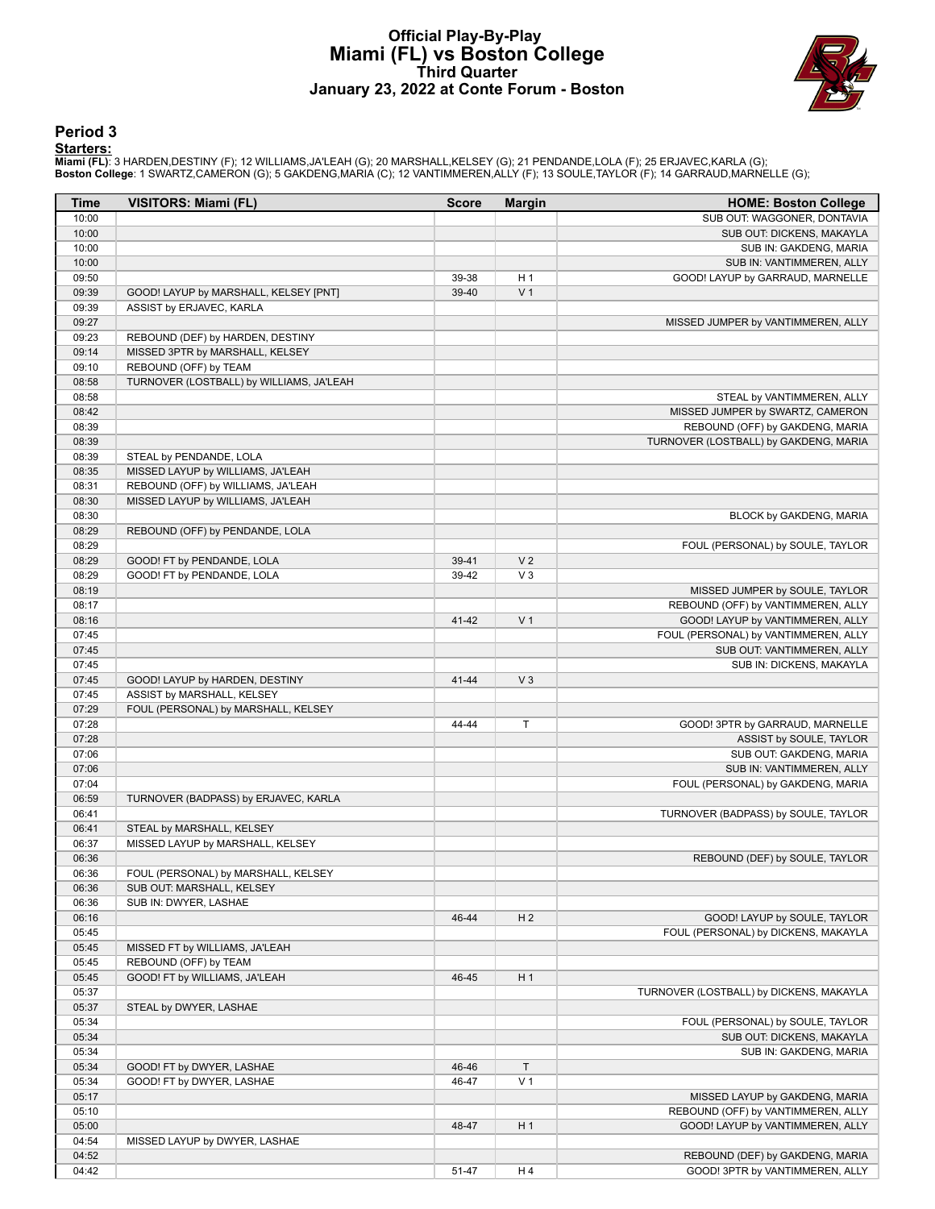# Official Play-By-Play
# Miami (FL) vs Boston College
## Third Quarter
### January 23, 2022 at Conte Forum - Boston

## Period 3

**Starters:**

**Miami (FL)**: 3 HARDEN,DESTINY (F); 12 WILLIAMS,JA'LEAH (G); 20 MARSHALL,KELSEY (G); 21 PENDANDE,LOLA (F); 25 ERJAVEC,KARLA (G);
**Boston College**: 1 SWARTZ,CAMERON (G); 5 GAKDENG,MARIA (C); 12 VANTIMMEREN,ALLY (F); 13 SOULE,TAYLOR (F); 14 GARRAUD,MARNELLE (G);

| Time | VISITORS: Miami (FL) | Score | Margin | HOME: Boston College |
|---|---|---|---|---|
| 10:00 | | | | SUB OUT: WAGGONER, DONTAVIA |
| 10:00 | | | | SUB OUT: DICKENS, MAKAYLA |
| 10:00 | | | | SUB IN: GAKDENG, MARIA |
| 10:00 | | | | SUB IN: VANTIMMEREN, ALLY |
| 09:50 | | 39-38 | H 1 | GOOD! LAYUP by GARRAUD, MARNELLE |
| 09:39 | GOOD! LAYUP by MARSHALL, KELSEY [PNT] | 39-40 | V 1 | |
| 09:39 | ASSIST by ERJAVEC, KARLA | | | |
| 09:27 | | | | MISSED JUMPER by VANTIMMEREN, ALLY |
| 09:23 | REBOUND (DEF) by HARDEN, DESTINY | | | |
| 09:14 | MISSED 3PTR by MARSHALL, KELSEY | | | |
| 09:10 | REBOUND (OFF) by TEAM | | | |
| 08:58 | TURNOVER (LOSTBALL) by WILLIAMS, JA'LEAH | | | |
| 08:58 | | | | STEAL by VANTIMMEREN, ALLY |
| 08:42 | | | | MISSED JUMPER by SWARTZ, CAMERON |
| 08:39 | | | | REBOUND (OFF) by GAKDENG, MARIA |
| 08:39 | | | | TURNOVER (LOSTBALL) by GAKDENG, MARIA |
| 08:39 | STEAL by PENDANDE, LOLA | | | |
| 08:35 | MISSED LAYUP by WILLIAMS, JA'LEAH | | | |
| 08:31 | REBOUND (OFF) by WILLIAMS, JA'LEAH | | | |
| 08:30 | MISSED LAYUP by WILLIAMS, JA'LEAH | | | |
| 08:30 | | | | BLOCK by GAKDENG, MARIA |
| 08:29 | REBOUND (OFF) by PENDANDE, LOLA | | | |
| 08:29 | | | | FOUL (PERSONAL) by SOULE, TAYLOR |
| 08:29 | GOOD! FT by PENDANDE, LOLA | 39-41 | V 2 | |
| 08:29 | GOOD! FT by PENDANDE, LOLA | 39-42 | V 3 | |
| 08:19 | | | | MISSED JUMPER by SOULE, TAYLOR |
| 08:17 | | | | REBOUND (OFF) by VANTIMMEREN, ALLY |
| 08:16 | | 41-42 | V 1 | GOOD! LAYUP by VANTIMMEREN, ALLY |
| 07:45 | | | | FOUL (PERSONAL) by VANTIMMEREN, ALLY |
| 07:45 | | | | SUB OUT: VANTIMMEREN, ALLY |
| 07:45 | | | | SUB IN: DICKENS, MAKAYLA |
| 07:45 | GOOD! LAYUP by HARDEN, DESTINY | 41-44 | V 3 | |
| 07:45 | ASSIST by MARSHALL, KELSEY | | | |
| 07:29 | FOUL (PERSONAL) by MARSHALL, KELSEY | | | |
| 07:28 | | 44-44 | T | GOOD! 3PTR by GARRAUD, MARNELLE |
| 07:28 | | | | ASSIST by SOULE, TAYLOR |
| 07:06 | | | | SUB OUT: GAKDENG, MARIA |
| 07:06 | | | | SUB IN: VANTIMMEREN, ALLY |
| 07:04 | | | | FOUL (PERSONAL) by GAKDENG, MARIA |
| 06:59 | TURNOVER (BADPASS) by ERJAVEC, KARLA | | | |
| 06:41 | | | | TURNOVER (BADPASS) by SOULE, TAYLOR |
| 06:41 | STEAL by MARSHALL, KELSEY | | | |
| 06:37 | MISSED LAYUP by MARSHALL, KELSEY | | | |
| 06:36 | | | | REBOUND (DEF) by SOULE, TAYLOR |
| 06:36 | FOUL (PERSONAL) by MARSHALL, KELSEY | | | |
| 06:36 | SUB OUT: MARSHALL, KELSEY | | | |
| 06:36 | SUB IN: DWYER, LASHAE | | | |
| 06:16 | | 46-44 | H 2 | GOOD! LAYUP by SOULE, TAYLOR |
| 05:45 | | | | FOUL (PERSONAL) by DICKENS, MAKAYLA |
| 05:45 | MISSED FT by WILLIAMS, JA'LEAH | | | |
| 05:45 | REBOUND (OFF) by TEAM | | | |
| 05:45 | GOOD! FT by WILLIAMS, JA'LEAH | 46-45 | H 1 | |
| 05:37 | | | | TURNOVER (LOSTBALL) by DICKENS, MAKAYLA |
| 05:37 | STEAL by DWYER, LASHAE | | | |
| 05:34 | | | | FOUL (PERSONAL) by SOULE, TAYLOR |
| 05:34 | | | | SUB OUT: DICKENS, MAKAYLA |
| 05:34 | | | | SUB IN: GAKDENG, MARIA |
| 05:34 | GOOD! FT by DWYER, LASHAE | 46-46 | T | |
| 05:34 | GOOD! FT by DWYER, LASHAE | 46-47 | V 1 | |
| 05:17 | | | | MISSED LAYUP by GAKDENG, MARIA |
| 05:10 | | | | REBOUND (OFF) by VANTIMMEREN, ALLY |
| 05:00 | | 48-47 | H 1 | GOOD! LAYUP by VANTIMMEREN, ALLY |
| 04:54 | MISSED LAYUP by DWYER, LASHAE | | | |
| 04:52 | | | | REBOUND (DEF) by GAKDENG, MARIA |
| 04:42 | | 51-47 | H 4 | GOOD! 3PTR by VANTIMMEREN, ALLY |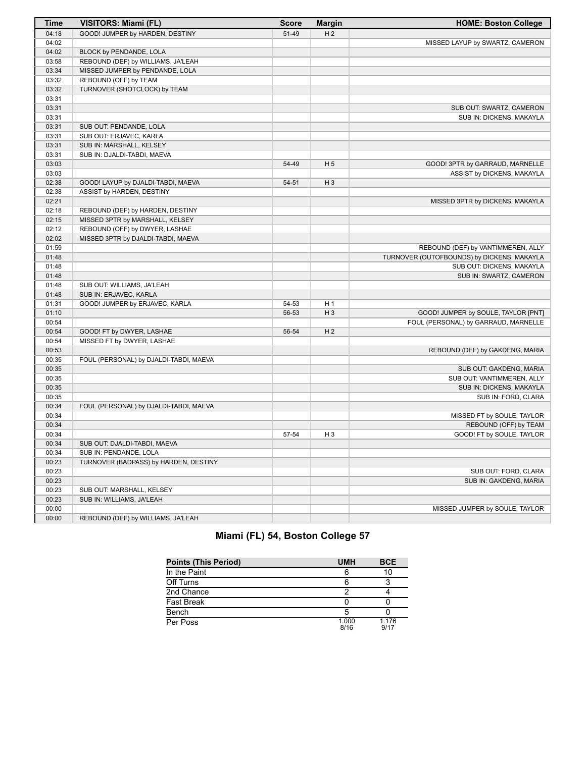| Time | VISITORS: Miami (FL) | Score | Margin | HOME: Boston College |
|---|---|---|---|---|
| 04:18 | GOOD! JUMPER by HARDEN, DESTINY | 51-49 | H 2 | |
| 04:02 | | | | MISSED LAYUP by SWARTZ, CAMERON |
| 04:02 | BLOCK by PENDANDE, LOLA | | | |
| 03:58 | REBOUND (DEF) by WILLIAMS, JA'LEAH | | | |
| 03:34 | MISSED JUMPER by PENDANDE, LOLA | | | |
| 03:32 | REBOUND (OFF) by TEAM | | | |
| 03:32 | TURNOVER (SHOTCLOCK) by TEAM | | | |
| 03:31 | | | | |
| 03:31 | | | | SUB OUT: SWARTZ, CAMERON |
| 03:31 | | | | SUB IN: DICKENS, MAKAYLA |
| 03:31 | SUB OUT: PENDANDE, LOLA | | | |
| 03:31 | SUB OUT: ERJAVEC, KARLA | | | |
| 03:31 | SUB IN: MARSHALL, KELSEY | | | |
| 03:31 | SUB IN: DJALDI-TABDI, MAEVA | | | |
| 03:03 | | 54-49 | H 5 | GOOD! 3PTR by GARRAUD, MARNELLE |
| 03:03 | | | | ASSIST by DICKENS, MAKAYLA |
| 02:38 | GOOD! LAYUP by DJALDI-TABDI, MAEVA | 54-51 | H 3 | |
| 02:38 | ASSIST by HARDEN, DESTINY | | | |
| 02:21 | | | | MISSED 3PTR by DICKENS, MAKAYLA |
| 02:18 | REBOUND (DEF) by HARDEN, DESTINY | | | |
| 02:15 | MISSED 3PTR by MARSHALL, KELSEY | | | |
| 02:12 | REBOUND (OFF) by DWYER, LASHAE | | | |
| 02:02 | MISSED 3PTR by DJALDI-TABDI, MAEVA | | | |
| 01:59 | | | | REBOUND (DEF) by VANTIMMEREN, ALLY |
| 01:48 | | | | TURNOVER (OUTOFBOUNDS) by DICKENS, MAKAYLA |
| 01:48 | | | | SUB OUT: DICKENS, MAKAYLA |
| 01:48 | | | | SUB IN: SWARTZ, CAMERON |
| 01:48 | SUB OUT: WILLIAMS, JA'LEAH | | | |
| 01:48 | SUB IN: ERJAVEC, KARLA | | | |
| 01:31 | GOOD! JUMPER by ERJAVEC, KARLA | 54-53 | H 1 | |
| 01:10 | | 56-53 | H 3 | GOOD! JUMPER by SOULE, TAYLOR [PNT] |
| 00:54 | | | | FOUL (PERSONAL) by GARRAUD, MARNELLE |
| 00:54 | GOOD! FT by DWYER, LASHAE | 56-54 | H 2 | |
| 00:54 | MISSED FT by DWYER, LASHAE | | | |
| 00:53 | | | | REBOUND (DEF) by GAKDENG, MARIA |
| 00:35 | FOUL (PERSONAL) by DJALDI-TABDI, MAEVA | | | |
| 00:35 | | | | SUB OUT: GAKDENG, MARIA |
| 00:35 | | | | SUB OUT: VANTIMMEREN, ALLY |
| 00:35 | | | | SUB IN: DICKENS, MAKAYLA |
| 00:35 | | | | SUB IN: FORD, CLARA |
| 00:34 | FOUL (PERSONAL) by DJALDI-TABDI, MAEVA | | | |
| 00:34 | | | | MISSED FT by SOULE, TAYLOR |
| 00:34 | | | | REBOUND (OFF) by TEAM |
| 00:34 | | 57-54 | H 3 | GOOD! FT by SOULE, TAYLOR |
| 00:34 | SUB OUT: DJALDI-TABDI, MAEVA | | | |
| 00:34 | SUB IN: PENDANDE, LOLA | | | |
| 00:23 | TURNOVER (BADPASS) by HARDEN, DESTINY | | | |
| 00:23 | | | | SUB OUT: FORD, CLARA |
| 00:23 | | | | SUB IN: GAKDENG, MARIA |
| 00:23 | SUB OUT: MARSHALL, KELSEY | | | |
| 00:23 | SUB IN: WILLIAMS, JA'LEAH | | | |
| 00:00 | | | | MISSED JUMPER by SOULE, TAYLOR |
| 00:00 | REBOUND (DEF) by WILLIAMS, JA'LEAH | | | |

## Miami (FL) 54, Boston College 57

| Points (This Period) | UMH | BCE |
|---|---|---|
| In the Paint | 6 | 10 |
| Off Turns | 6 | 3 |
| 2nd Chance | 2 | 4 |
| Fast Break | 0 | 0 |
| Bench | 5 | 0 |
| Per Poss | 1.000 8/16 | 1.176 9/17 |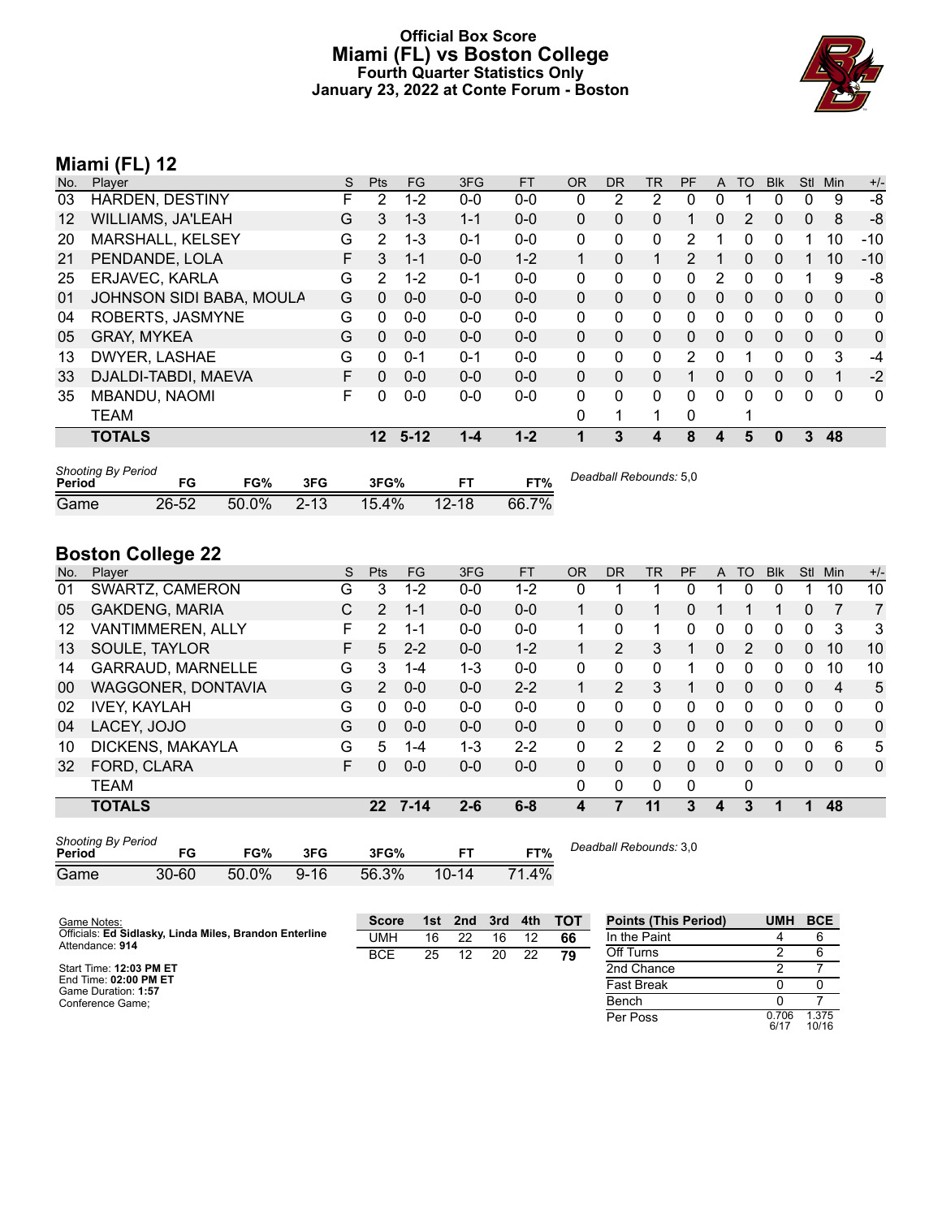# Official Box Score
## Miami (FL) vs Boston College
### Fourth Quarter Statistics Only
### January 23, 2022 at Conte Forum - Boston

## Miami (FL) 12

| No. | Player | S | Pts | FG | 3FG | FT | OR | DR | TR | PF | A | TO | Blk | Stl | Min | +/- |
|---|---|---|---|---|---|---|---|---|---|---|---|---|---|---|---|---|
| 03 | HARDEN, DESTINY | F | 2 | 1-2 | 0-0 | 0-0 | 0 | 2 | 2 | 0 | 0 | 1 | 0 | 0 | 9 | -8 |
| 12 | WILLIAMS, JA'LEAH | G | 3 | 1-3 | 1-1 | 0-0 | 0 | 0 | 0 | 1 | 0 | 2 | 0 | 0 | 8 | -8 |
| 20 | MARSHALL, KELSEY | G | 2 | 1-3 | 0-1 | 0-0 | 0 | 0 | 0 | 2 | 1 | 0 | 0 | 1 | 10 | -10 |
| 21 | PENDANDE, LOLA | F | 3 | 1-1 | 0-0 | 1-2 | 1 | 0 | 1 | 2 | 1 | 0 | 0 | 1 | 10 | -10 |
| 25 | ERJAVEC, KARLA | G | 2 | 1-2 | 0-1 | 0-0 | 0 | 0 | 0 | 0 | 2 | 0 | 0 | 1 | 9 | -8 |
| 01 | JOHNSON SIDI BABA, MOULA | G | 0 | 0-0 | 0-0 | 0-0 | 0 | 0 | 0 | 0 | 0 | 0 | 0 | 0 | 0 | 0 |
| 04 | ROBERTS, JASMYNE | G | 0 | 0-0 | 0-0 | 0-0 | 0 | 0 | 0 | 0 | 0 | 0 | 0 | 0 | 0 | 0 |
| 05 | GRAY, MYKEA | G | 0 | 0-0 | 0-0 | 0-0 | 0 | 0 | 0 | 0 | 0 | 0 | 0 | 0 | 0 | 0 |
| 13 | DWYER, LASHAE | G | 0 | 0-1 | 0-1 | 0-0 | 0 | 0 | 0 | 2 | 0 | 1 | 0 | 0 | 3 | -4 |
| 33 | DJALDI-TABDI, MAEVA | F | 0 | 0-0 | 0-0 | 0-0 | 0 | 0 | 0 | 1 | 0 | 0 | 0 | 0 | 1 | -2 |
| 35 | MBANDU, NAOMI | F | 0 | 0-0 | 0-0 | 0-0 | 0 | 0 | 0 | 0 | 0 | 0 | 0 | 0 | 0 | 0 |
| | TEAM | | | | | | 0 | 1 | 1 | 0 | | 1 | | | | |
| | **TOTALS** | | **12** | **5-12** | **1-4** | **1-2** | **1** | **3** | **4** | **8** | **4** | **5** | **0** | **3** | **48** | |

*Shooting By Period*

| Period | FG | FG% | 3FG | 3FG% | FT | FT% |
|---|---|---|---|---|---|---|
| Game | 26-52 | 50.0% | 2-13 | 15.4% | 12-18 | 66.7% |

*Deadball Rebounds:* 5,0

## Boston College 22

| No. | Player | S | Pts | FG | 3FG | FT | OR | DR | TR | PF | A | TO | Blk | Stl | Min | +/- |
|---|---|---|---|---|---|---|---|---|---|---|---|---|---|---|---|---|
| 01 | SWARTZ, CAMERON | G | 3 | 1-2 | 0-0 | 1-2 | 0 | 1 | 1 | 0 | 1 | 0 | 0 | 1 | 10 | 10 |
| 05 | GAKDENG, MARIA | C | 2 | 1-1 | 0-0 | 0-0 | 1 | 0 | 1 | 0 | 1 | 1 | 1 | 0 | 7 | 7 |
| 12 | VANTIMMEREN, ALLY | F | 2 | 1-1 | 0-0 | 0-0 | 1 | 0 | 1 | 0 | 0 | 0 | 0 | 0 | 3 | 3 |
| 13 | SOULE, TAYLOR | F | 5 | 2-2 | 0-0 | 1-2 | 1 | 2 | 3 | 1 | 0 | 2 | 0 | 0 | 10 | 10 |
| 14 | GARRAUD, MARNELLE | G | 3 | 1-4 | 1-3 | 0-0 | 0 | 0 | 0 | 1 | 0 | 0 | 0 | 0 | 10 | 10 |
| 00 | WAGGONER, DONTAVIA | G | 2 | 0-0 | 0-0 | 2-2 | 1 | 2 | 3 | 1 | 0 | 0 | 0 | 0 | 4 | 5 |
| 02 | IVEY, KAYLAH | G | 0 | 0-0 | 0-0 | 0-0 | 0 | 0 | 0 | 0 | 0 | 0 | 0 | 0 | 0 | 0 |
| 04 | LACEY, JOJO | G | 0 | 0-0 | 0-0 | 0-0 | 0 | 0 | 0 | 0 | 0 | 0 | 0 | 0 | 0 | 0 |
| 10 | DICKENS, MAKAYLA | G | 5 | 1-4 | 1-3 | 2-2 | 0 | 2 | 2 | 0 | 2 | 0 | 0 | 0 | 6 | 5 |
| 32 | FORD, CLARA | F | 0 | 0-0 | 0-0 | 0-0 | 0 | 0 | 0 | 0 | 0 | 0 | 0 | 0 | 0 | 0 |
| | TEAM | | | | | | 0 | 0 | 0 | 0 | | 0 | | | | |
| | **TOTALS** | | **22** | **7-14** | **2-6** | **6-8** | **4** | **7** | **11** | **3** | **4** | **3** | **1** | **1** | **48** | |

*Shooting By Period*

| Period | FG | FG% | 3FG | 3FG% | FT | FT% |
|---|---|---|---|---|---|---|
| Game | 30-60 | 50.0% | 9-16 | 56.3% | 10-14 | 71.4% |

*Deadball Rebounds:* 3,0

Game Notes:
Officials: **Ed Sidlasky, Linda Miles, Brandon Enterline**
Attendance: **914**

Start Time: **12:03 PM ET**
End Time: **02:00 PM ET**
Game Duration: **1:57**
Conference Game;

| Score | 1st | 2nd | 3rd | 4th | TOT |
|---|---|---|---|---|---|
| UMH | 16 | 22 | 16 | 12 | **66** |
| BCE | 25 | 12 | 20 | 22 | **79** |

| Points (This Period) | UMH | BCE |
|---|---|---|
| In the Paint | 4 | 6 |
| Off Turns | 2 | 6 |
| 2nd Chance | 2 | 7 |
| Fast Break | 0 | 0 |
| Bench | 0 | 7 |
| Per Poss | 0.706 6/17 | 1.375 10/16 |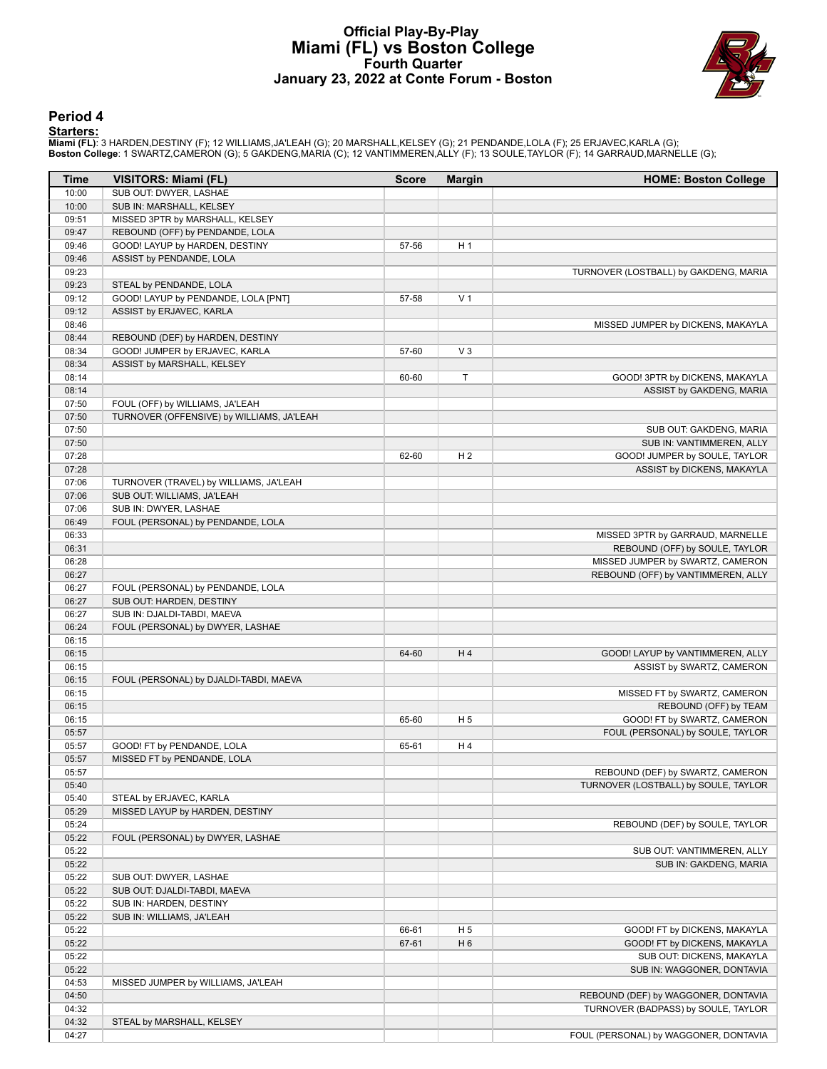# Official Play-By-Play
# Miami (FL) vs Boston College
## Fourth Quarter
### January 23, 2022 at Conte Forum - Boston

## Period 4

**Starters:**

**Miami (FL)**: 3 HARDEN,DESTINY (F); 12 WILLIAMS,JA'LEAH (G); 20 MARSHALL,KELSEY (G); 21 PENDANDE,LOLA (F); 25 ERJAVEC,KARLA (G);
**Boston College**: 1 SWARTZ,CAMERON (G); 5 GAKDENG,MARIA (C); 12 VANTIMMEREN,ALLY (F); 13 SOULE,TAYLOR (F); 14 GARRAUD,MARNELLE (G);

| Time | VISITORS: Miami (FL) | Score | Margin | HOME: Boston College |
|---|---|---|---|---|
| 10:00 | SUB OUT: DWYER, LASHAE | | | |
| 10:00 | SUB IN: MARSHALL, KELSEY | | | |
| 09:51 | MISSED 3PTR by MARSHALL, KELSEY | | | |
| 09:47 | REBOUND (OFF) by PENDANDE, LOLA | | | |
| 09:46 | GOOD! LAYUP by HARDEN, DESTINY | 57-56 | H 1 | |
| 09:46 | ASSIST by PENDANDE, LOLA | | | |
| 09:23 | | | | TURNOVER (LOSTBALL) by GAKDENG, MARIA |
| 09:23 | STEAL by PENDANDE, LOLA | | | |
| 09:12 | GOOD! LAYUP by PENDANDE, LOLA [PNT] | 57-58 | V 1 | |
| 09:12 | ASSIST by ERJAVEC, KARLA | | | |
| 08:46 | | | | MISSED JUMPER by DICKENS, MAKAYLA |
| 08:44 | REBOUND (DEF) by HARDEN, DESTINY | | | |
| 08:34 | GOOD! JUMPER by ERJAVEC, KARLA | 57-60 | V 3 | |
| 08:34 | ASSIST by MARSHALL, KELSEY | | | |
| 08:14 | | 60-60 | T | GOOD! 3PTR by DICKENS, MAKAYLA |
| 08:14 | | | | ASSIST by GAKDENG, MARIA |
| 07:50 | FOUL (OFF) by WILLIAMS, JA'LEAH | | | |
| 07:50 | TURNOVER (OFFENSIVE) by WILLIAMS, JA'LEAH | | | |
| 07:50 | | | | SUB OUT: GAKDENG, MARIA |
| 07:50 | | | | SUB IN: VANTIMMEREN, ALLY |
| 07:28 | | 62-60 | H 2 | GOOD! JUMPER by SOULE, TAYLOR |
| 07:28 | | | | ASSIST by DICKENS, MAKAYLA |
| 07:06 | TURNOVER (TRAVEL) by WILLIAMS, JA'LEAH | | | |
| 07:06 | SUB OUT: WILLIAMS, JA'LEAH | | | |
| 07:06 | SUB IN: DWYER, LASHAE | | | |
| 06:49 | FOUL (PERSONAL) by PENDANDE, LOLA | | | |
| 06:33 | | | | MISSED 3PTR by GARRAUD, MARNELLE |
| 06:31 | | | | REBOUND (OFF) by SOULE, TAYLOR |
| 06:28 | | | | MISSED JUMPER by SWARTZ, CAMERON |
| 06:27 | | | | REBOUND (OFF) by VANTIMMEREN, ALLY |
| 06:27 | FOUL (PERSONAL) by PENDANDE, LOLA | | | |
| 06:27 | SUB OUT: HARDEN, DESTINY | | | |
| 06:27 | SUB IN: DJALDI-TABDI, MAEVA | | | |
| 06:24 | FOUL (PERSONAL) by DWYER, LASHAE | | | |
| 06:15 | | | | |
| 06:15 | | 64-60 | H 4 | GOOD! LAYUP by VANTIMMEREN, ALLY |
| 06:15 | | | | ASSIST by SWARTZ, CAMERON |
| 06:15 | FOUL (PERSONAL) by DJALDI-TABDI, MAEVA | | | |
| 06:15 | | | | MISSED FT by SWARTZ, CAMERON |
| 06:15 | | | | REBOUND (OFF) by TEAM |
| 06:15 | | 65-60 | H 5 | GOOD! FT by SWARTZ, CAMERON |
| 05:57 | | | | FOUL (PERSONAL) by SOULE, TAYLOR |
| 05:57 | GOOD! FT by PENDANDE, LOLA | 65-61 | H 4 | |
| 05:57 | MISSED FT by PENDANDE, LOLA | | | |
| 05:57 | | | | REBOUND (DEF) by SWARTZ, CAMERON |
| 05:40 | | | | TURNOVER (LOSTBALL) by SOULE, TAYLOR |
| 05:40 | STEAL by ERJAVEC, KARLA | | | |
| 05:29 | MISSED LAYUP by HARDEN, DESTINY | | | |
| 05:24 | | | | REBOUND (DEF) by SOULE, TAYLOR |
| 05:22 | FOUL (PERSONAL) by DWYER, LASHAE | | | |
| 05:22 | | | | SUB OUT: VANTIMMEREN, ALLY |
| 05:22 | | | | SUB IN: GAKDENG, MARIA |
| 05:22 | SUB OUT: DWYER, LASHAE | | | |
| 05:22 | SUB OUT: DJALDI-TABDI, MAEVA | | | |
| 05:22 | SUB IN: HARDEN, DESTINY | | | |
| 05:22 | SUB IN: WILLIAMS, JA'LEAH | | | |
| 05:22 | | 66-61 | H 5 | GOOD! FT by DICKENS, MAKAYLA |
| 05:22 | | 67-61 | H 6 | GOOD! FT by DICKENS, MAKAYLA |
| 05:22 | | | | SUB OUT: DICKENS, MAKAYLA |
| 05:22 | | | | SUB IN: WAGGONER, DONTAVIA |
| 04:53 | MISSED JUMPER by WILLIAMS, JA'LEAH | | | |
| 04:50 | | | | REBOUND (DEF) by WAGGONER, DONTAVIA |
| 04:32 | | | | TURNOVER (BADPASS) by SOULE, TAYLOR |
| 04:32 | STEAL by MARSHALL, KELSEY | | | |
| 04:27 | | | | FOUL (PERSONAL) by WAGGONER, DONTAVIA |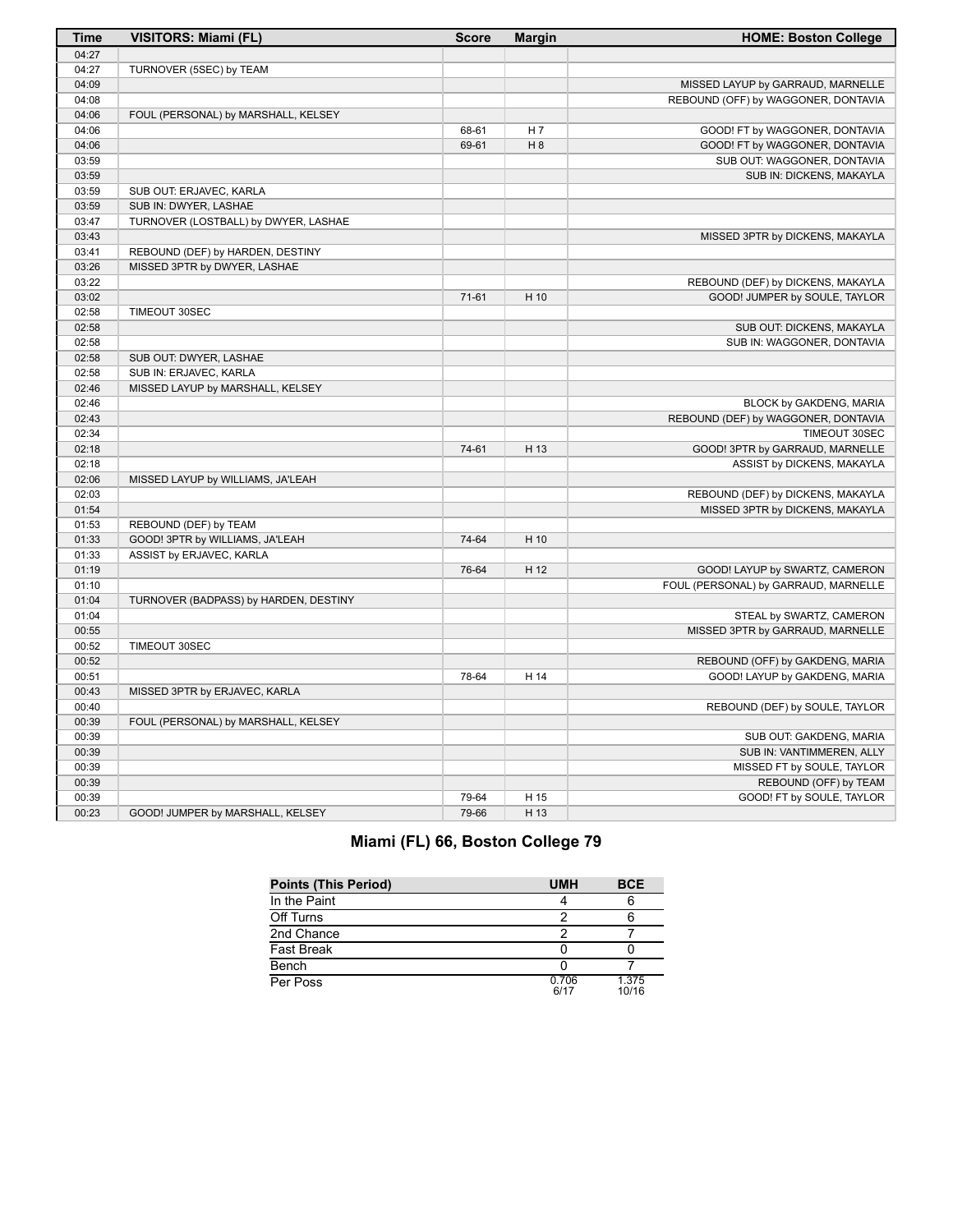| Time | VISITORS: Miami (FL) | Score | Margin | HOME: Boston College |
| --- | --- | --- | --- | --- |
| 04:27 | | | | |
| 04:27 | TURNOVER (5SEC) by TEAM | | | |
| 04:09 | | | | MISSED LAYUP by GARRAUD, MARNELLE |
| 04:08 | | | | REBOUND (OFF) by WAGGONER, DONTAVIA |
| 04:06 | FOUL (PERSONAL) by MARSHALL, KELSEY | | | |
| 04:06 | | 68-61 | H 7 | GOOD! FT by WAGGONER, DONTAVIA |
| 04:06 | | 69-61 | H 8 | GOOD! FT by WAGGONER, DONTAVIA |
| 03:59 | | | | SUB OUT: WAGGONER, DONTAVIA |
| 03:59 | | | | SUB IN: DICKENS, MAKAYLA |
| 03:59 | SUB OUT: ERJAVEC, KARLA | | | |
| 03:59 | SUB IN: DWYER, LASHAE | | | |
| 03:47 | TURNOVER (LOSTBALL) by DWYER, LASHAE | | | |
| 03:43 | | | | MISSED 3PTR by DICKENS, MAKAYLA |
| 03:41 | REBOUND (DEF) by HARDEN, DESTINY | | | |
| 03:26 | MISSED 3PTR by DWYER, LASHAE | | | |
| 03:22 | | | | REBOUND (DEF) by DICKENS, MAKAYLA |
| 03:02 | | 71-61 | H 10 | GOOD! JUMPER by SOULE, TAYLOR |
| 02:58 | TIMEOUT 30SEC | | | |
| 02:58 | | | | SUB OUT: DICKENS, MAKAYLA |
| 02:58 | | | | SUB IN: WAGGONER, DONTAVIA |
| 02:58 | SUB OUT: DWYER, LASHAE | | | |
| 02:58 | SUB IN: ERJAVEC, KARLA | | | |
| 02:46 | MISSED LAYUP by MARSHALL, KELSEY | | | |
| 02:46 | | | | BLOCK by GAKDENG, MARIA |
| 02:43 | | | | REBOUND (DEF) by WAGGONER, DONTAVIA |
| 02:34 | | | | TIMEOUT 30SEC |
| 02:18 | | 74-61 | H 13 | GOOD! 3PTR by GARRAUD, MARNELLE |
| 02:18 | | | | ASSIST by DICKENS, MAKAYLA |
| 02:06 | MISSED LAYUP by WILLIAMS, JA'LEAH | | | |
| 02:03 | | | | REBOUND (DEF) by DICKENS, MAKAYLA |
| 01:54 | | | | MISSED 3PTR by DICKENS, MAKAYLA |
| 01:53 | REBOUND (DEF) by TEAM | | | |
| 01:33 | GOOD! 3PTR by WILLIAMS, JA'LEAH | 74-64 | H 10 | |
| 01:33 | ASSIST by ERJAVEC, KARLA | | | |
| 01:19 | | 76-64 | H 12 | GOOD! LAYUP by SWARTZ, CAMERON |
| 01:10 | | | | FOUL (PERSONAL) by GARRAUD, MARNELLE |
| 01:04 | TURNOVER (BADPASS) by HARDEN, DESTINY | | | |
| 01:04 | | | | STEAL by SWARTZ, CAMERON |
| 00:55 | | | | MISSED 3PTR by GARRAUD, MARNELLE |
| 00:52 | TIMEOUT 30SEC | | | |
| 00:52 | | | | REBOUND (OFF) by GAKDENG, MARIA |
| 00:51 | | 78-64 | H 14 | GOOD! LAYUP by GAKDENG, MARIA |
| 00:43 | MISSED 3PTR by ERJAVEC, KARLA | | | |
| 00:40 | | | | REBOUND (DEF) by SOULE, TAYLOR |
| 00:39 | FOUL (PERSONAL) by MARSHALL, KELSEY | | | |
| 00:39 | | | | SUB OUT: GAKDENG, MARIA |
| 00:39 | | | | SUB IN: VANTIMMEREN, ALLY |
| 00:39 | | | | MISSED FT by SOULE, TAYLOR |
| 00:39 | | | | REBOUND (OFF) by TEAM |
| 00:39 | | 79-64 | H 15 | GOOD! FT by SOULE, TAYLOR |
| 00:23 | GOOD! JUMPER by MARSHALL, KELSEY | 79-66 | H 13 | |

## Miami (FL) 66, Boston College 79

| Points (This Period) | UMH | BCE |
| --- | --- | --- |
| In the Paint | 4 | 6 |
| Off Turns | 2 | 6 |
| 2nd Chance | 2 | 7 |
| Fast Break | 0 | 0 |
| Bench | 0 | 7 |
| Per Poss | 0.706 6/17 | 1.375 10/16 |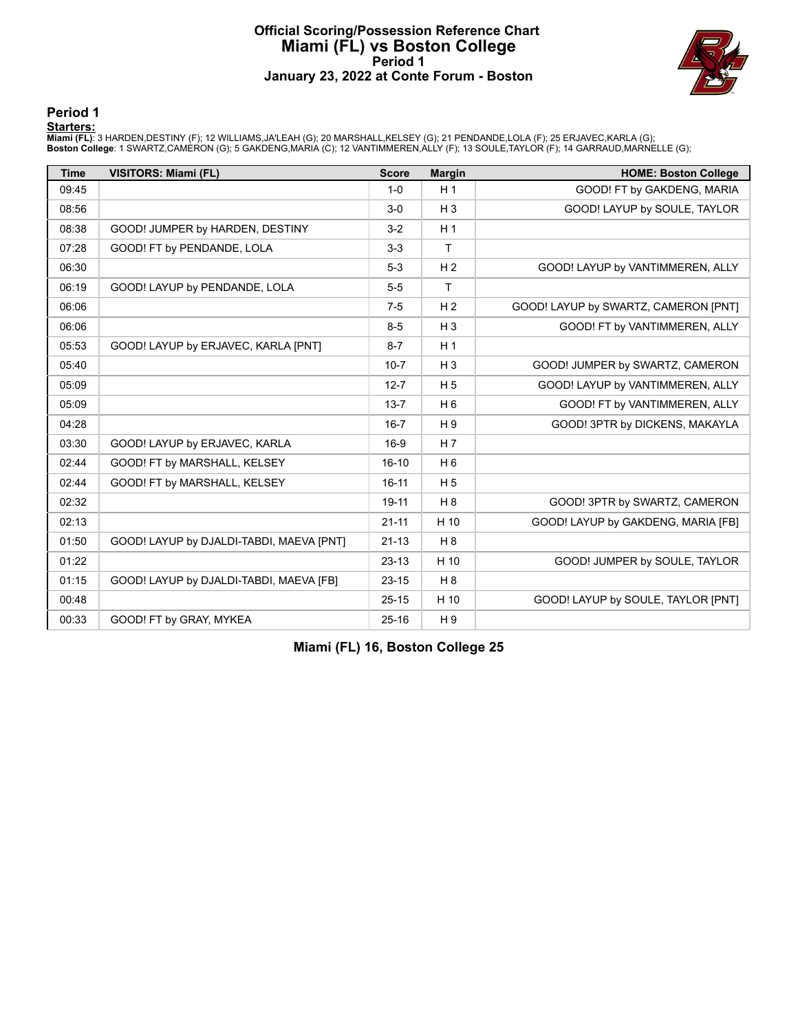# Official Scoring/Possession Reference Chart
# Miami (FL) vs Boston College
## Period 1
## January 23, 2022 at Conte Forum - Boston

## Period 1

**Starters:**

**Miami (FL)**: 3 HARDEN,DESTINY (F); 12 WILLIAMS,JA'LEAH (G); 20 MARSHALL,KELSEY (G); 21 PENDANDE,LOLA (F); 25 ERJAVEC,KARLA (G);
**Boston College**: 1 SWARTZ,CAMERON (G); 5 GAKDENG,MARIA (C); 12 VANTIMMEREN,ALLY (F); 13 SOULE,TAYLOR (F); 14 GARRAUD,MARNELLE (G);

| Time | VISITORS: Miami (FL) | Score | Margin | HOME: Boston College |
|---|---|---|---|---|
| 09:45 | | 1-0 | H 1 | GOOD! FT by GAKDENG, MARIA |
| 08:56 | | 3-0 | H 3 | GOOD! LAYUP by SOULE, TAYLOR |
| 08:38 | GOOD! JUMPER by HARDEN, DESTINY | 3-2 | H 1 | |
| 07:28 | GOOD! FT by PENDANDE, LOLA | 3-3 | T | |
| 06:30 | | 5-3 | H 2 | GOOD! LAYUP by VANTIMMEREN, ALLY |
| 06:19 | GOOD! LAYUP by PENDANDE, LOLA | 5-5 | T | |
| 06:06 | | 7-5 | H 2 | GOOD! LAYUP by SWARTZ, CAMERON [PNT] |
| 06:06 | | 8-5 | H 3 | GOOD! FT by VANTIMMEREN, ALLY |
| 05:53 | GOOD! LAYUP by ERJAVEC, KARLA [PNT] | 8-7 | H 1 | |
| 05:40 | | 10-7 | H 3 | GOOD! JUMPER by SWARTZ, CAMERON |
| 05:09 | | 12-7 | H 5 | GOOD! LAYUP by VANTIMMEREN, ALLY |
| 05:09 | | 13-7 | H 6 | GOOD! FT by VANTIMMEREN, ALLY |
| 04:28 | | 16-7 | H 9 | GOOD! 3PTR by DICKENS, MAKAYLA |
| 03:30 | GOOD! LAYUP by ERJAVEC, KARLA | 16-9 | H 7 | |
| 02:44 | GOOD! FT by MARSHALL, KELSEY | 16-10 | H 6 | |
| 02:44 | GOOD! FT by MARSHALL, KELSEY | 16-11 | H 5 | |
| 02:32 | | 19-11 | H 8 | GOOD! 3PTR by SWARTZ, CAMERON |
| 02:13 | | 21-11 | H 10 | GOOD! LAYUP by GAKDENG, MARIA [FB] |
| 01:50 | GOOD! LAYUP by DJALDI-TABDI, MAEVA [PNT] | 21-13 | H 8 | |
| 01:22 | | 23-13 | H 10 | GOOD! JUMPER by SOULE, TAYLOR |
| 01:15 | GOOD! LAYUP by DJALDI-TABDI, MAEVA [FB] | 23-15 | H 8 | |
| 00:48 | | 25-15 | H 10 | GOOD! LAYUP by SOULE, TAYLOR [PNT] |
| 00:33 | GOOD! FT by GRAY, MYKEA | 25-16 | H 9 | |

**Miami (FL) 16, Boston College 25**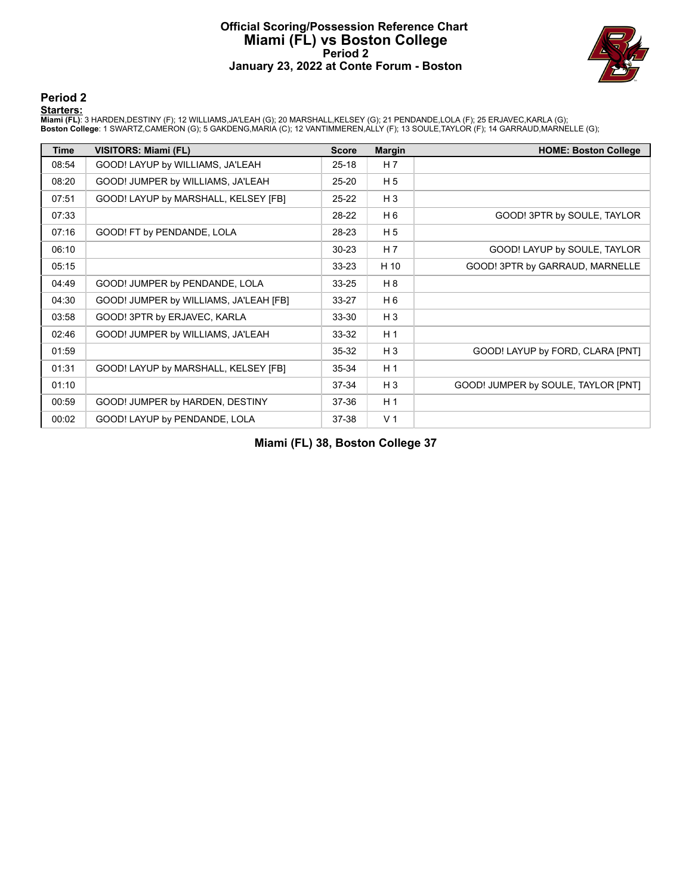# Official Scoring/Possession Reference Chart
# Miami (FL) vs Boston College
## Period 2
### January 23, 2022 at Conte Forum - Boston

## Period 2

**Starters:**

**Miami (FL)**: 3 HARDEN,DESTINY (F); 12 WILLIAMS,JA'LEAH (G); 20 MARSHALL,KELSEY (G); 21 PENDANDE,LOLA (F); 25 ERJAVEC,KARLA (G);
**Boston College**: 1 SWARTZ,CAMERON (G); 5 GAKDENG,MARIA (C); 12 VANTIMMEREN,ALLY (F); 13 SOULE,TAYLOR (F); 14 GARRAUD,MARNELLE (G);

| Time | VISITORS: Miami (FL) | Score | Margin | HOME: Boston College |
|---|---|---|---|---|
| 08:54 | GOOD! LAYUP by WILLIAMS, JA'LEAH | 25-18 | H 7 | |
| 08:20 | GOOD! JUMPER by WILLIAMS, JA'LEAH | 25-20 | H 5 | |
| 07:51 | GOOD! LAYUP by MARSHALL, KELSEY [FB] | 25-22 | H 3 | |
| 07:33 | | 28-22 | H 6 | GOOD! 3PTR by SOULE, TAYLOR |
| 07:16 | GOOD! FT by PENDANDE, LOLA | 28-23 | H 5 | |
| 06:10 | | 30-23 | H 7 | GOOD! LAYUP by SOULE, TAYLOR |
| 05:15 | | 33-23 | H 10 | GOOD! 3PTR by GARRAUD, MARNELLE |
| 04:49 | GOOD! JUMPER by PENDANDE, LOLA | 33-25 | H 8 | |
| 04:30 | GOOD! JUMPER by WILLIAMS, JA'LEAH [FB] | 33-27 | H 6 | |
| 03:58 | GOOD! 3PTR by ERJAVEC, KARLA | 33-30 | H 3 | |
| 02:46 | GOOD! JUMPER by WILLIAMS, JA'LEAH | 33-32 | H 1 | |
| 01:59 | | 35-32 | H 3 | GOOD! LAYUP by FORD, CLARA [PNT] |
| 01:31 | GOOD! LAYUP by MARSHALL, KELSEY [FB] | 35-34 | H 1 | |
| 01:10 | | 37-34 | H 3 | GOOD! JUMPER by SOULE, TAYLOR [PNT] |
| 00:59 | GOOD! JUMPER by HARDEN, DESTINY | 37-36 | H 1 | |
| 00:02 | GOOD! LAYUP by PENDANDE, LOLA | 37-38 | V 1 | |

**Miami (FL) 38, Boston College 37**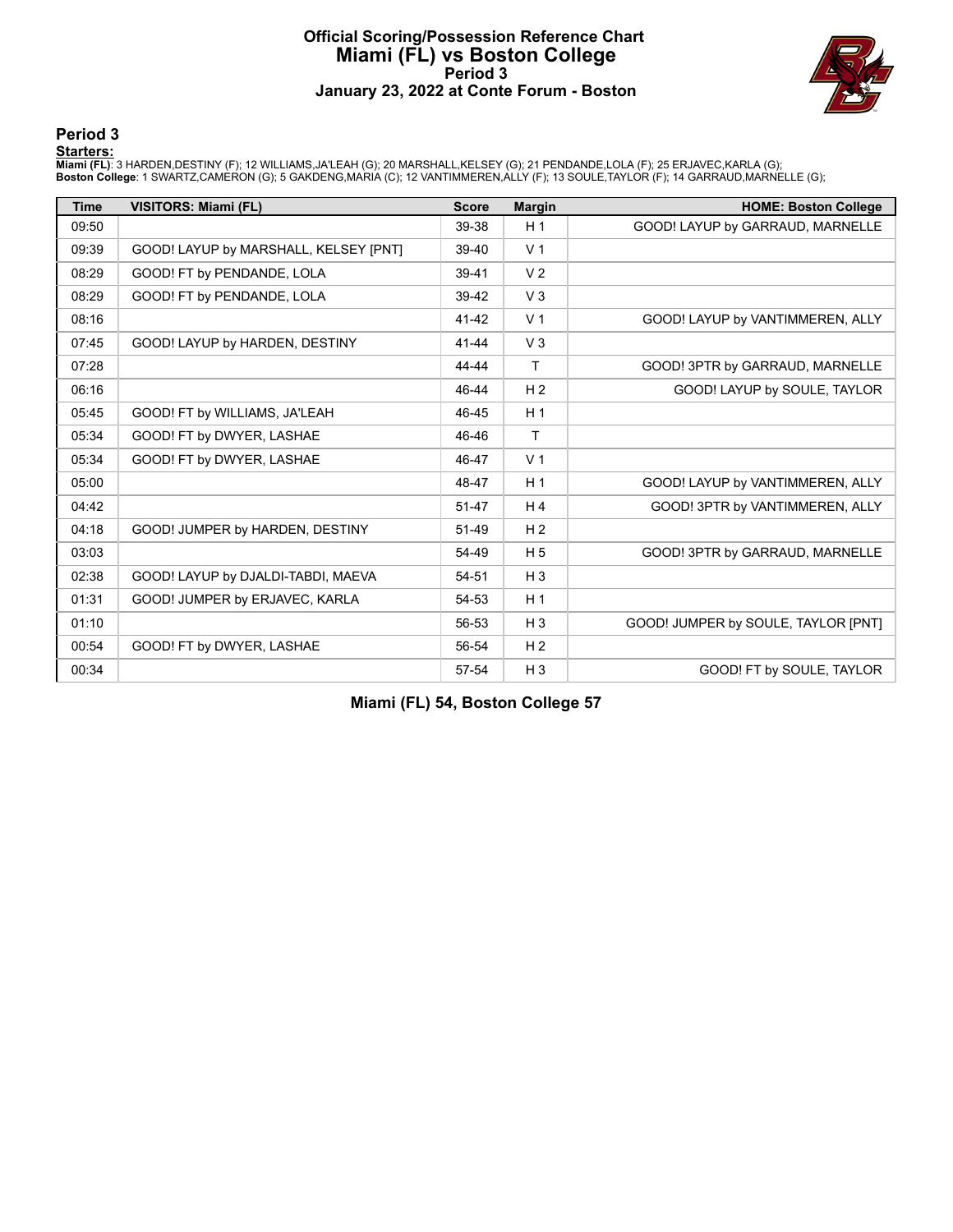# Official Scoring/Possession Reference Chart
# Miami (FL) vs Boston College
# Period 3
# January 23, 2022 at Conte Forum - Boston

## Period 3

**Starters:**

**Miami (FL)**: 3 HARDEN,DESTINY (F); 12 WILLIAMS,JA'LEAH (G); 20 MARSHALL,KELSEY (G); 21 PENDANDE,LOLA (F); 25 ERJAVEC,KARLA (G);
**Boston College**: 1 SWARTZ,CAMERON (G); 5 GAKDENG,MARIA (C); 12 VANTIMMEREN,ALLY (F); 13 SOULE,TAYLOR (F); 14 GARRAUD,MARNELLE (G);

| Time | VISITORS: Miami (FL) | Score | Margin | HOME: Boston College |
|---|---|---|---|---|
| 09:50 | | 39-38 | H 1 | GOOD! LAYUP by GARRAUD, MARNELLE |
| 09:39 | GOOD! LAYUP by MARSHALL, KELSEY [PNT] | 39-40 | V 1 | |
| 08:29 | GOOD! FT by PENDANDE, LOLA | 39-41 | V 2 | |
| 08:29 | GOOD! FT by PENDANDE, LOLA | 39-42 | V 3 | |
| 08:16 | | 41-42 | V 1 | GOOD! LAYUP by VANTIMMEREN, ALLY |
| 07:45 | GOOD! LAYUP by HARDEN, DESTINY | 41-44 | V 3 | |
| 07:28 | | 44-44 | T | GOOD! 3PTR by GARRAUD, MARNELLE |
| 06:16 | | 46-44 | H 2 | GOOD! LAYUP by SOULE, TAYLOR |
| 05:45 | GOOD! FT by WILLIAMS, JA'LEAH | 46-45 | H 1 | |
| 05:34 | GOOD! FT by DWYER, LASHAE | 46-46 | T | |
| 05:34 | GOOD! FT by DWYER, LASHAE | 46-47 | V 1 | |
| 05:00 | | 48-47 | H 1 | GOOD! LAYUP by VANTIMMEREN, ALLY |
| 04:42 | | 51-47 | H 4 | GOOD! 3PTR by VANTIMMEREN, ALLY |
| 04:18 | GOOD! JUMPER by HARDEN, DESTINY | 51-49 | H 2 | |
| 03:03 | | 54-49 | H 5 | GOOD! 3PTR by GARRAUD, MARNELLE |
| 02:38 | GOOD! LAYUP by DJALDI-TABDI, MAEVA | 54-51 | H 3 | |
| 01:31 | GOOD! JUMPER by ERJAVEC, KARLA | 54-53 | H 1 | |
| 01:10 | | 56-53 | H 3 | GOOD! JUMPER by SOULE, TAYLOR [PNT] |
| 00:54 | GOOD! FT by DWYER, LASHAE | 56-54 | H 2 | |
| 00:34 | | 57-54 | H 3 | GOOD! FT by SOULE, TAYLOR |

**Miami (FL) 54, Boston College 57**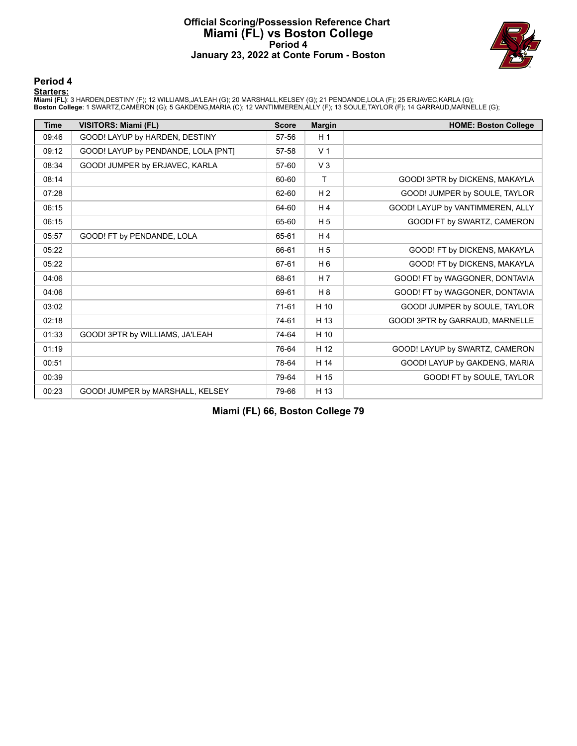# Official Scoring/Possession Reference Chart
# Miami (FL) vs Boston College
## Period 4
### January 23, 2022 at Conte Forum - Boston

## Period 4

**Starters:**

**Miami (FL)**: 3 HARDEN,DESTINY (F); 12 WILLIAMS,JA'LEAH (G); 20 MARSHALL,KELSEY (G); 21 PENDANDE,LOLA (F); 25 ERJAVEC,KARLA (G);
**Boston College**: 1 SWARTZ,CAMERON (G); 5 GAKDENG,MARIA (C); 12 VANTIMMEREN,ALLY (F); 13 SOULE,TAYLOR (F); 14 GARRAUD,MARNELLE (G);

| Time | VISITORS: Miami (FL) | Score | Margin | HOME: Boston College |
|---|---|---|---|---|
| 09:46 | GOOD! LAYUP by HARDEN, DESTINY | 57-56 | H 1 | |
| 09:12 | GOOD! LAYUP by PENDANDE, LOLA [PNT] | 57-58 | V 1 | |
| 08:34 | GOOD! JUMPER by ERJAVEC, KARLA | 57-60 | V 3 | |
| 08:14 | | 60-60 | T | GOOD! 3PTR by DICKENS, MAKAYLA |
| 07:28 | | 62-60 | H 2 | GOOD! JUMPER by SOULE, TAYLOR |
| 06:15 | | 64-60 | H 4 | GOOD! LAYUP by VANTIMMEREN, ALLY |
| 06:15 | | 65-60 | H 5 | GOOD! FT by SWARTZ, CAMERON |
| 05:57 | GOOD! FT by PENDANDE, LOLA | 65-61 | H 4 | |
| 05:22 | | 66-61 | H 5 | GOOD! FT by DICKENS, MAKAYLA |
| 05:22 | | 67-61 | H 6 | GOOD! FT by DICKENS, MAKAYLA |
| 04:06 | | 68-61 | H 7 | GOOD! FT by WAGGONER, DONTAVIA |
| 04:06 | | 69-61 | H 8 | GOOD! FT by WAGGONER, DONTAVIA |
| 03:02 | | 71-61 | H 10 | GOOD! JUMPER by SOULE, TAYLOR |
| 02:18 | | 74-61 | H 13 | GOOD! 3PTR by GARRAUD, MARNELLE |
| 01:33 | GOOD! 3PTR by WILLIAMS, JA'LEAH | 74-64 | H 10 | |
| 01:19 | | 76-64 | H 12 | GOOD! LAYUP by SWARTZ, CAMERON |
| 00:51 | | 78-64 | H 14 | GOOD! LAYUP by GAKDENG, MARIA |
| 00:39 | | 79-64 | H 15 | GOOD! FT by SOULE, TAYLOR |
| 00:23 | GOOD! JUMPER by MARSHALL, KELSEY | 79-66 | H 13 | |

**Miami (FL) 66, Boston College 79**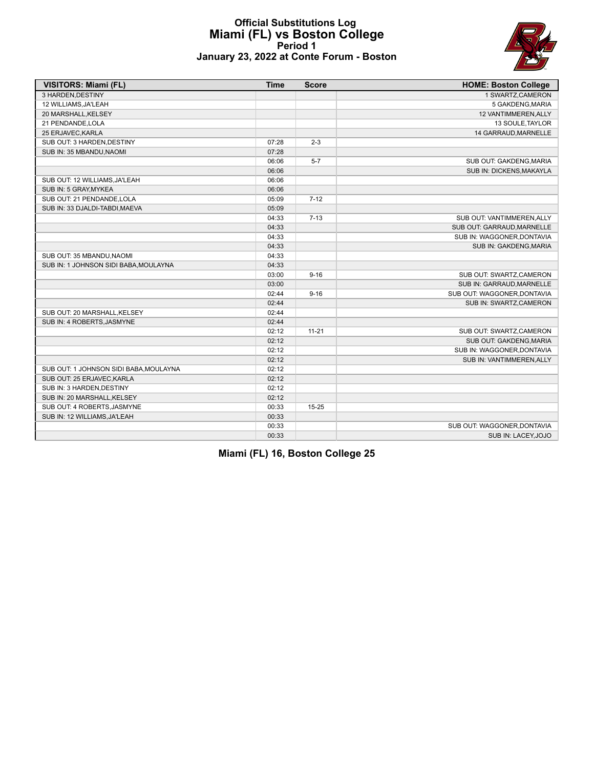# Official Substitutions Log
## Miami (FL) vs Boston College
### Period 1
### January 23, 2022 at Conte Forum - Boston

| VISITORS: Miami (FL) | Time | Score | HOME: Boston College |
|---|---|---|---|
| 3 HARDEN,DESTINY | | | 1 SWARTZ,CAMERON |
| 12 WILLIAMS,JA'LEAH | | | 5 GAKDENG,MARIA |
| 20 MARSHALL,KELSEY | | | 12 VANTIMMEREN,ALLY |
| 21 PENDANDE,LOLA | | | 13 SOULE,TAYLOR |
| 25 ERJAVEC,KARLA | | | 14 GARRAUD,MARNELLE |
| SUB OUT: 3 HARDEN,DESTINY | 07:28 | 2-3 | |
| SUB IN: 35 MBANDU,NAOMI | 07:28 | | |
| | 06:06 | 5-7 | SUB OUT: GAKDENG,MARIA |
| | 06:06 | | SUB IN: DICKENS,MAKAYLA |
| SUB OUT: 12 WILLIAMS,JA'LEAH | 06:06 | | |
| SUB IN: 5 GRAY,MYKEA | 06:06 | | |
| SUB OUT: 21 PENDANDE,LOLA | 05:09 | 7-12 | |
| SUB IN: 33 DJALDI-TABDI,MAEVA | 05:09 | | |
| | 04:33 | 7-13 | SUB OUT: VANTIMMEREN,ALLY |
| | 04:33 | | SUB OUT: GARRAUD,MARNELLE |
| | 04:33 | | SUB IN: WAGGONER,DONTAVIA |
| | 04:33 | | SUB IN: GAKDENG,MARIA |
| SUB OUT: 35 MBANDU,NAOMI | 04:33 | | |
| SUB IN: 1 JOHNSON SIDI BABA,MOULAYNA | 04:33 | | |
| | 03:00 | 9-16 | SUB OUT: SWARTZ,CAMERON |
| | 03:00 | | SUB IN: GARRAUD,MARNELLE |
| | 02:44 | 9-16 | SUB OUT: WAGGONER,DONTAVIA |
| | 02:44 | | SUB IN: SWARTZ,CAMERON |
| SUB OUT: 20 MARSHALL,KELSEY | 02:44 | | |
| SUB IN: 4 ROBERTS,JASMYNE | 02:44 | | |
| | 02:12 | 11-21 | SUB OUT: SWARTZ,CAMERON |
| | 02:12 | | SUB OUT: GAKDENG,MARIA |
| | 02:12 | | SUB IN: WAGGONER,DONTAVIA |
| | 02:12 | | SUB IN: VANTIMMEREN,ALLY |
| SUB OUT: 1 JOHNSON SIDI BABA,MOULAYNA | 02:12 | | |
| SUB OUT: 25 ERJAVEC,KARLA | 02:12 | | |
| SUB IN: 3 HARDEN,DESTINY | 02:12 | | |
| SUB IN: 20 MARSHALL,KELSEY | 02:12 | | |
| SUB OUT: 4 ROBERTS,JASMYNE | 00:33 | 15-25 | |
| SUB IN: 12 WILLIAMS,JA'LEAH | 00:33 | | |
| | 00:33 | | SUB OUT: WAGGONER,DONTAVIA |
| | 00:33 | | SUB IN: LACEY,JOJO |

**Miami (FL) 16, Boston College 25**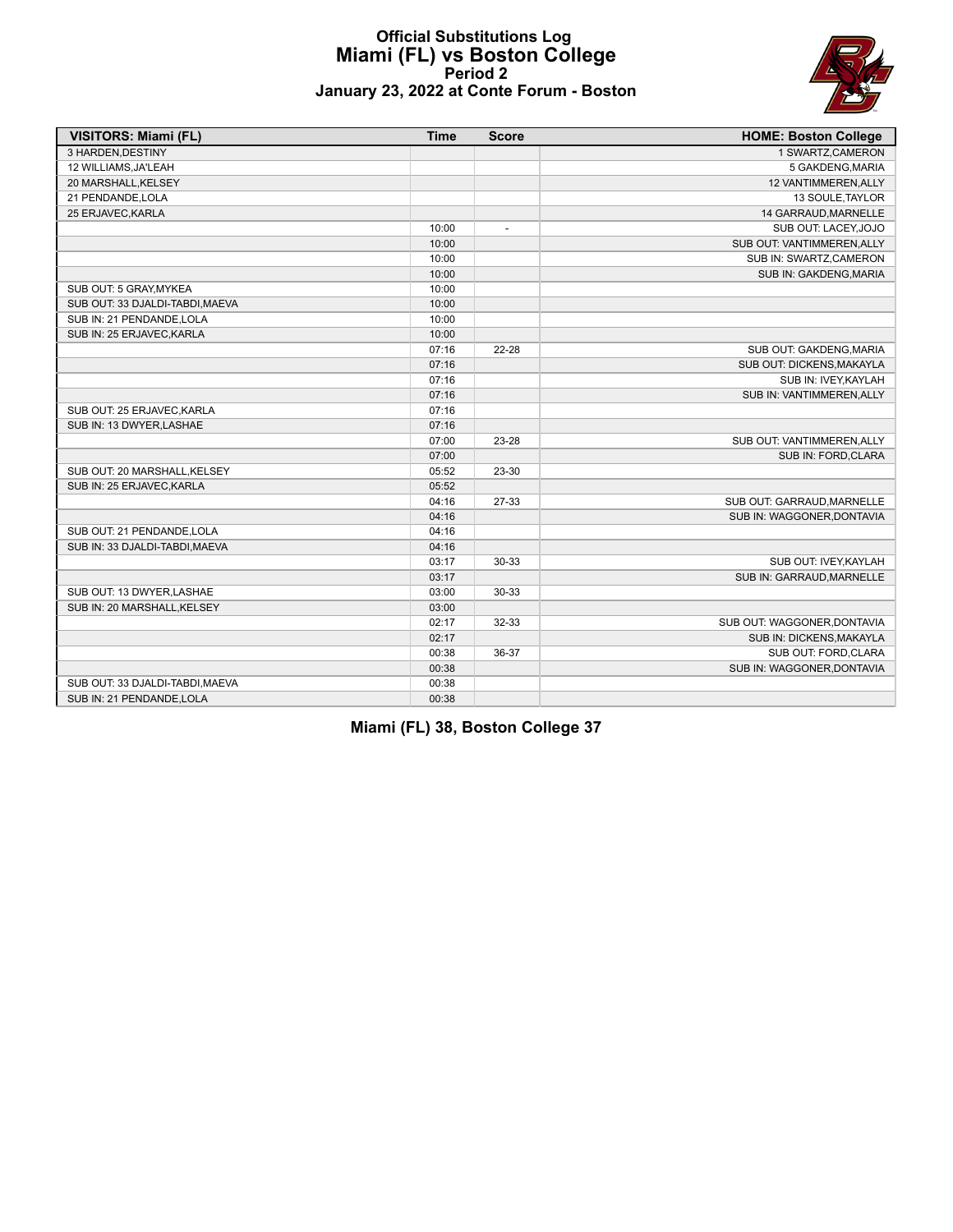# Official Substitutions Log
## Miami (FL) vs Boston College
### Period 2
### January 23, 2022 at Conte Forum - Boston

| VISITORS: Miami (FL) | Time | Score | HOME: Boston College |
|---|---|---|---|
| 3 HARDEN,DESTINY | | | 1 SWARTZ,CAMERON |
| 12 WILLIAMS,JA'LEAH | | | 5 GAKDENG,MARIA |
| 20 MARSHALL,KELSEY | | | 12 VANTIMMEREN,ALLY |
| 21 PENDANDE,LOLA | | | 13 SOULE,TAYLOR |
| 25 ERJAVEC,KARLA | | | 14 GARRAUD,MARNELLE |
| | 10:00 | - | SUB OUT: LACEY,JOJO |
| | 10:00 | | SUB OUT: VANTIMMEREN,ALLY |
| | 10:00 | | SUB IN: SWARTZ,CAMERON |
| | 10:00 | | SUB IN: GAKDENG,MARIA |
| SUB OUT: 5 GRAY,MYKEA | 10:00 | | |
| SUB OUT: 33 DJALDI-TABDI,MAEVA | 10:00 | | |
| SUB IN: 21 PENDANDE,LOLA | 10:00 | | |
| SUB IN: 25 ERJAVEC,KARLA | 10:00 | | |
| | 07:16 | 22-28 | SUB OUT: GAKDENG,MARIA |
| | 07:16 | | SUB OUT: DICKENS,MAKAYLA |
| | 07:16 | | SUB IN: IVEY,KAYLAH |
| | 07:16 | | SUB IN: VANTIMMEREN,ALLY |
| SUB OUT: 25 ERJAVEC,KARLA | 07:16 | | |
| SUB IN: 13 DWYER,LASHAE | 07:16 | | |
| | 07:00 | 23-28 | SUB OUT: VANTIMMEREN,ALLY |
| | 07:00 | | SUB IN: FORD,CLARA |
| SUB OUT: 20 MARSHALL,KELSEY | 05:52 | 23-30 | |
| SUB IN: 25 ERJAVEC,KARLA | 05:52 | | |
| | 04:16 | 27-33 | SUB OUT: GARRAUD,MARNELLE |
| | 04:16 | | SUB IN: WAGGONER,DONTAVIA |
| SUB OUT: 21 PENDANDE,LOLA | 04:16 | | |
| SUB IN: 33 DJALDI-TABDI,MAEVA | 04:16 | | |
| | 03:17 | 30-33 | SUB OUT: IVEY,KAYLAH |
| | 03:17 | | SUB IN: GARRAUD,MARNELLE |
| SUB OUT: 13 DWYER,LASHAE | 03:00 | 30-33 | |
| SUB IN: 20 MARSHALL,KELSEY | 03:00 | | |
| | 02:17 | 32-33 | SUB OUT: WAGGONER,DONTAVIA |
| | 02:17 | | SUB IN: DICKENS,MAKAYLA |
| | 00:38 | 36-37 | SUB OUT: FORD,CLARA |
| | 00:38 | | SUB IN: WAGGONER,DONTAVIA |
| SUB OUT: 33 DJALDI-TABDI,MAEVA | 00:38 | | |
| SUB IN: 21 PENDANDE,LOLA | 00:38 | | |

**Miami (FL) 38, Boston College 37**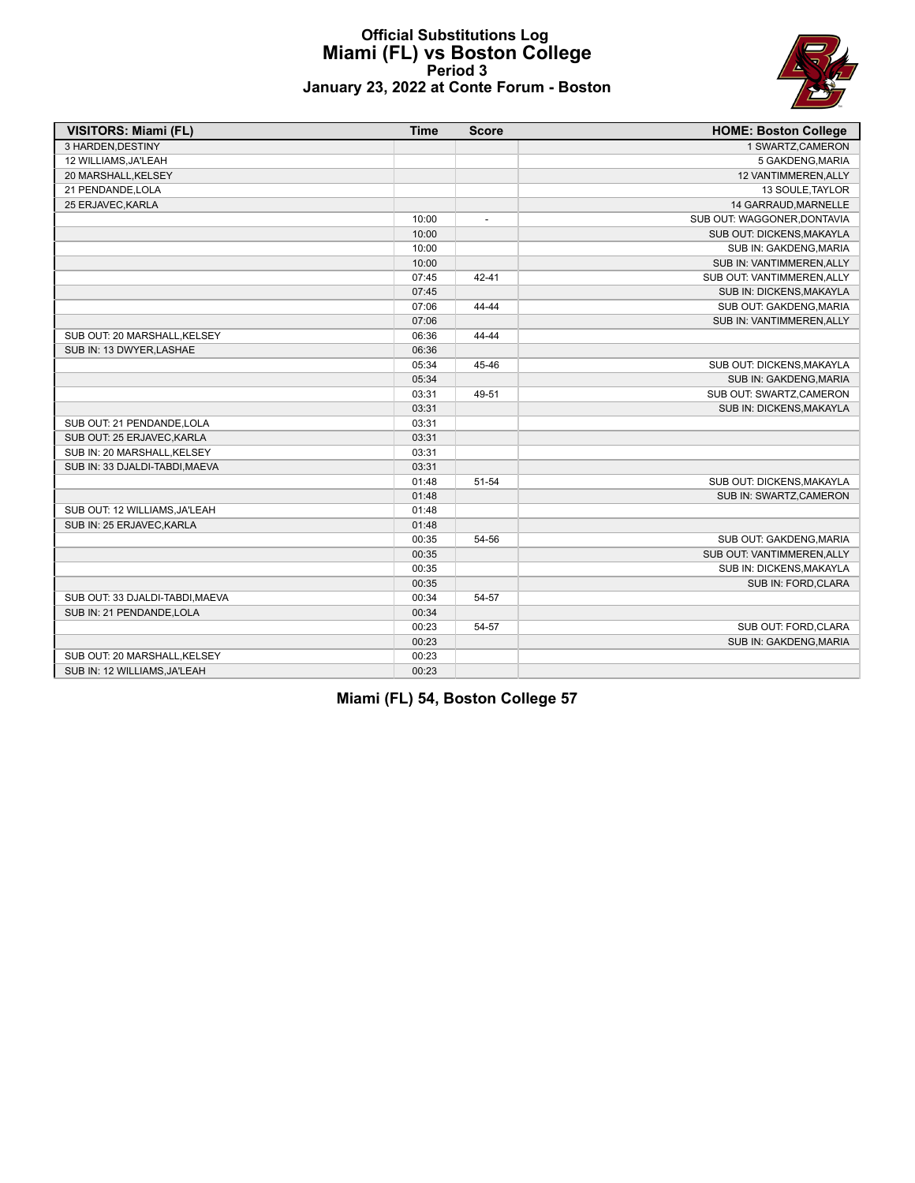# Official Substitutions Log
## Miami (FL) vs Boston College
### Period 3
### January 23, 2022 at Conte Forum - Boston

| VISITORS: Miami (FL) | Time | Score | HOME: Boston College |
|---|---|---|---|
| 3 HARDEN,DESTINY | | | 1 SWARTZ,CAMERON |
| 12 WILLIAMS,JA'LEAH | | | 5 GAKDENG,MARIA |
| 20 MARSHALL,KELSEY | | | 12 VANTIMMEREN,ALLY |
| 21 PENDANDE,LOLA | | | 13 SOULE,TAYLOR |
| 25 ERJAVEC,KARLA | | | 14 GARRAUD,MARNELLE |
| | 10:00 | - | SUB OUT: WAGGONER,DONTAVIA |
| | 10:00 | | SUB OUT: DICKENS,MAKAYLA |
| | 10:00 | | SUB IN: GAKDENG,MARIA |
| | 10:00 | | SUB IN: VANTIMMEREN,ALLY |
| | 07:45 | 42-41 | SUB OUT: VANTIMMEREN,ALLY |
| | 07:45 | | SUB IN: DICKENS,MAKAYLA |
| | 07:06 | 44-44 | SUB OUT: GAKDENG,MARIA |
| | 07:06 | | SUB IN: VANTIMMEREN,ALLY |
| SUB OUT: 20 MARSHALL,KELSEY | 06:36 | 44-44 | |
| SUB IN: 13 DWYER,LASHAE | 06:36 | | |
| | 05:34 | 45-46 | SUB OUT: DICKENS,MAKAYLA |
| | 05:34 | | SUB IN: GAKDENG,MARIA |
| | 03:31 | 49-51 | SUB OUT: SWARTZ,CAMERON |
| | 03:31 | | SUB IN: DICKENS,MAKAYLA |
| SUB OUT: 21 PENDANDE,LOLA | 03:31 | | |
| SUB OUT: 25 ERJAVEC,KARLA | 03:31 | | |
| SUB IN: 20 MARSHALL,KELSEY | 03:31 | | |
| SUB IN: 33 DJALDI-TABDI,MAEVA | 03:31 | | |
| | 01:48 | 51-54 | SUB OUT: DICKENS,MAKAYLA |
| | 01:48 | | SUB IN: SWARTZ,CAMERON |
| SUB OUT: 12 WILLIAMS,JA'LEAH | 01:48 | | |
| SUB IN: 25 ERJAVEC,KARLA | 01:48 | | |
| | 00:35 | 54-56 | SUB OUT: GAKDENG,MARIA |
| | 00:35 | | SUB OUT: VANTIMMEREN,ALLY |
| | 00:35 | | SUB IN: DICKENS,MAKAYLA |
| | 00:35 | | SUB IN: FORD,CLARA |
| SUB OUT: 33 DJALDI-TABDI,MAEVA | 00:34 | 54-57 | |
| SUB IN: 21 PENDANDE,LOLA | 00:34 | | |
| | 00:23 | 54-57 | SUB OUT: FORD,CLARA |
| | 00:23 | | SUB IN: GAKDENG,MARIA |
| SUB OUT: 20 MARSHALL,KELSEY | 00:23 | | |
| SUB IN: 12 WILLIAMS,JA'LEAH | 00:23 | | |

**Miami (FL) 54, Boston College 57**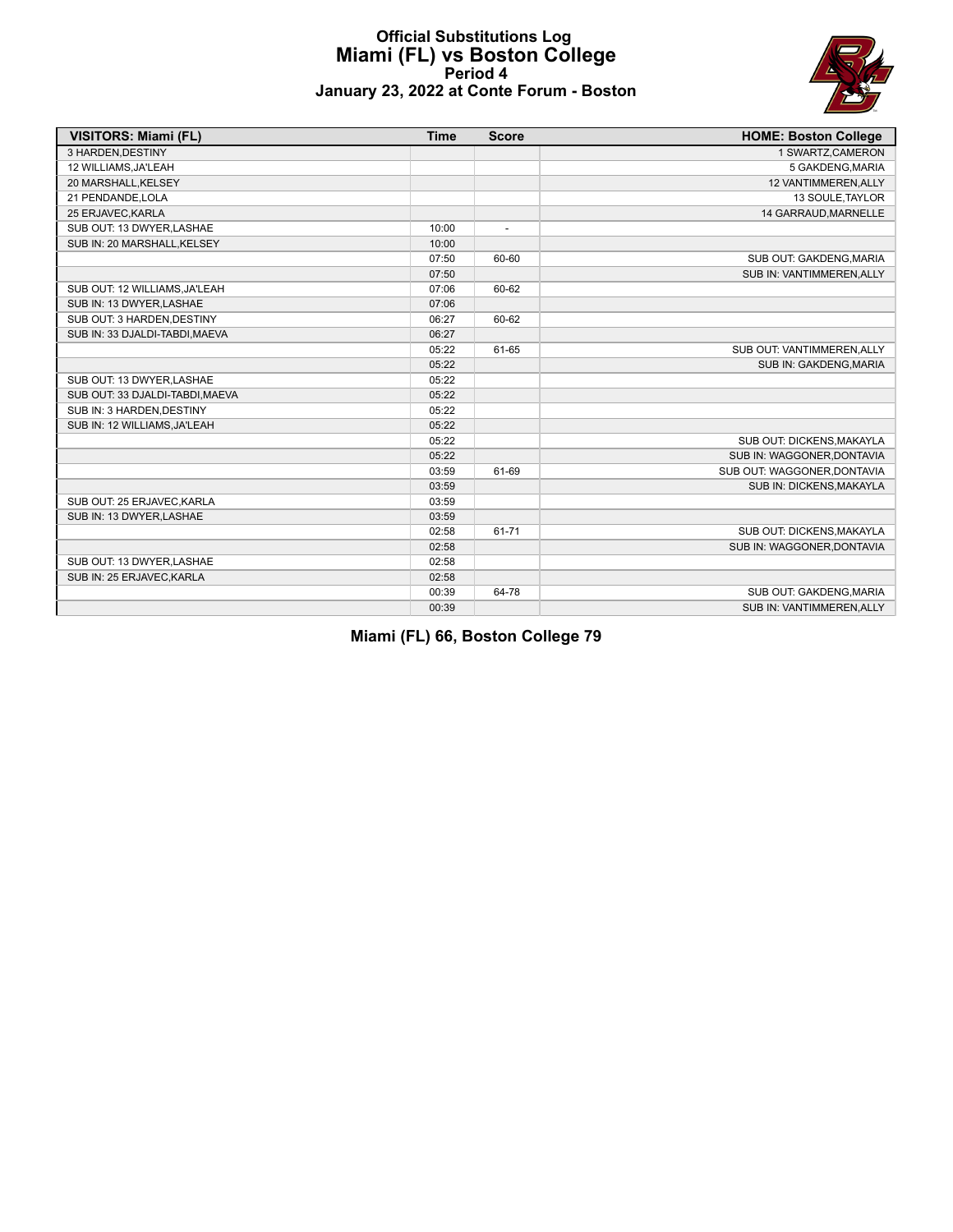# Official Substitutions Log
## Miami (FL) vs Boston College
### Period 4
### January 23, 2022 at Conte Forum - Boston

| VISITORS: Miami (FL) | Time | Score | HOME: Boston College |
|---|---|---|---|
| 3 HARDEN,DESTINY | | | 1 SWARTZ,CAMERON |
| 12 WILLIAMS,JA'LEAH | | | 5 GAKDENG,MARIA |
| 20 MARSHALL,KELSEY | | | 12 VANTIMMEREN,ALLY |
| 21 PENDANDE,LOLA | | | 13 SOULE,TAYLOR |
| 25 ERJAVEC,KARLA | | | 14 GARRAUD,MARNELLE |
| SUB OUT: 13 DWYER,LASHAE | 10:00 | - | |
| SUB IN: 20 MARSHALL,KELSEY | 10:00 | | |
| | 07:50 | 60-60 | SUB OUT: GAKDENG,MARIA |
| | 07:50 | | SUB IN: VANTIMMEREN,ALLY |
| SUB OUT: 12 WILLIAMS,JA'LEAH | 07:06 | 60-62 | |
| SUB IN: 13 DWYER,LASHAE | 07:06 | | |
| SUB OUT: 3 HARDEN,DESTINY | 06:27 | 60-62 | |
| SUB IN: 33 DJALDI-TABDI,MAEVA | 06:27 | | |
| | 05:22 | 61-65 | SUB OUT: VANTIMMEREN,ALLY |
| | 05:22 | | SUB IN: GAKDENG,MARIA |
| SUB OUT: 13 DWYER,LASHAE | 05:22 | | |
| SUB OUT: 33 DJALDI-TABDI,MAEVA | 05:22 | | |
| SUB IN: 3 HARDEN,DESTINY | 05:22 | | |
| SUB IN: 12 WILLIAMS,JA'LEAH | 05:22 | | |
| | 05:22 | | SUB OUT: DICKENS,MAKAYLA |
| | 05:22 | | SUB IN: WAGGONER,DONTAVIA |
| | 03:59 | 61-69 | SUB OUT: WAGGONER,DONTAVIA |
| | 03:59 | | SUB IN: DICKENS,MAKAYLA |
| SUB OUT: 25 ERJAVEC,KARLA | 03:59 | | |
| SUB IN: 13 DWYER,LASHAE | 03:59 | | |
| | 02:58 | 61-71 | SUB OUT: DICKENS,MAKAYLA |
| | 02:58 | | SUB IN: WAGGONER,DONTAVIA |
| SUB OUT: 13 DWYER,LASHAE | 02:58 | | |
| SUB IN: 25 ERJAVEC,KARLA | 02:58 | | |
| | 00:39 | 64-78 | SUB OUT: GAKDENG,MARIA |
| | 00:39 | | SUB IN: VANTIMMEREN,ALLY |

**Miami (FL) 66, Boston College 79**